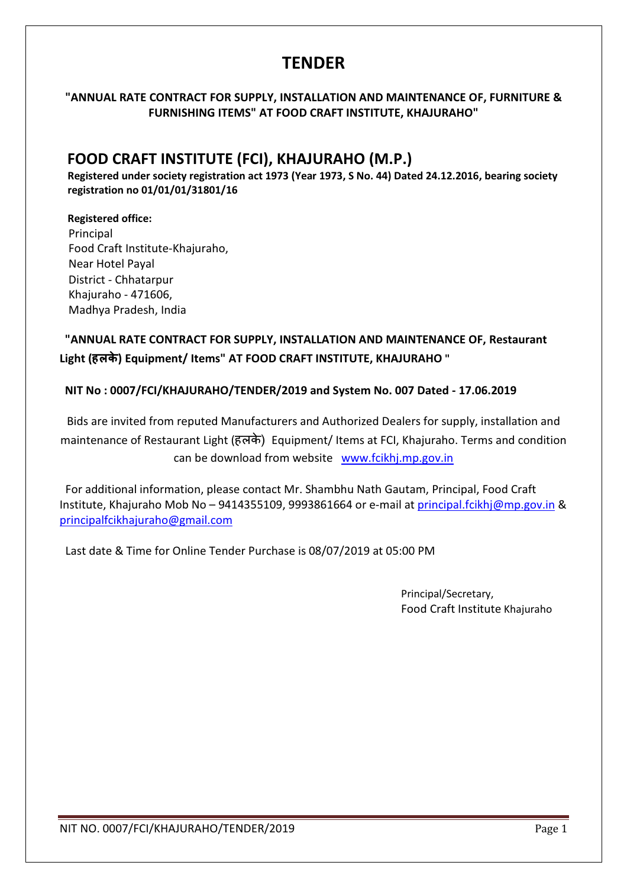# TENDER

**"ANNUAL RATE CONTRACT FOR SUPPLY, INSTALLATION AND MAINTENANCE OF, FURNITURE & FURNISHING ITEMS" AT FOOD CRAFT INSTITUTE, KHAJURAHO"**

## FOOD CRAFT INSTITUTE (FCI), KHAJURAHO (M.P.)

**Registered under society registration act 1973 (Year 1973, S No. 44) Dated 24.12.2016, bearing society registration no 01/01/01/31801/16**

**Registered office:**
Principal
Food Craft Institute-Khajuraho,
Near Hotel Payal
District - Chhatarpur
Khajuraho - 471606,
Madhya Pradesh, India

**"ANNUAL RATE CONTRACT FOR SUPPLY, INSTALLATION AND MAINTENANCE OF, Restaurant Light (हलके) Equipment/ Items" AT FOOD CRAFT INSTITUTE, KHAJURAHO "**

**NIT No : 0007/FCI/KHAJURAHO/TENDER/2019 and System No. 007 Dated - 17.06.2019**

Bids are invited from reputed Manufacturers and Authorized Dealers for supply, installation and maintenance of Restaurant Light (हलके) Equipment/ Items at FCI, Khajuraho. Terms and condition can be download from website www.fcikhj.mp.gov.in

For additional information, please contact Mr. Shambhu Nath Gautam, Principal, Food Craft Institute, Khajuraho Mob No – 9414355109, 9993861664 or e-mail at principal.fcikhj@mp.gov.in & principalfcikhajuraho@gmail.com

Last date & Time for Online Tender Purchase is 08/07/2019 at 05:00 PM

Principal/Secretary,
Food Craft Institute Khajuraho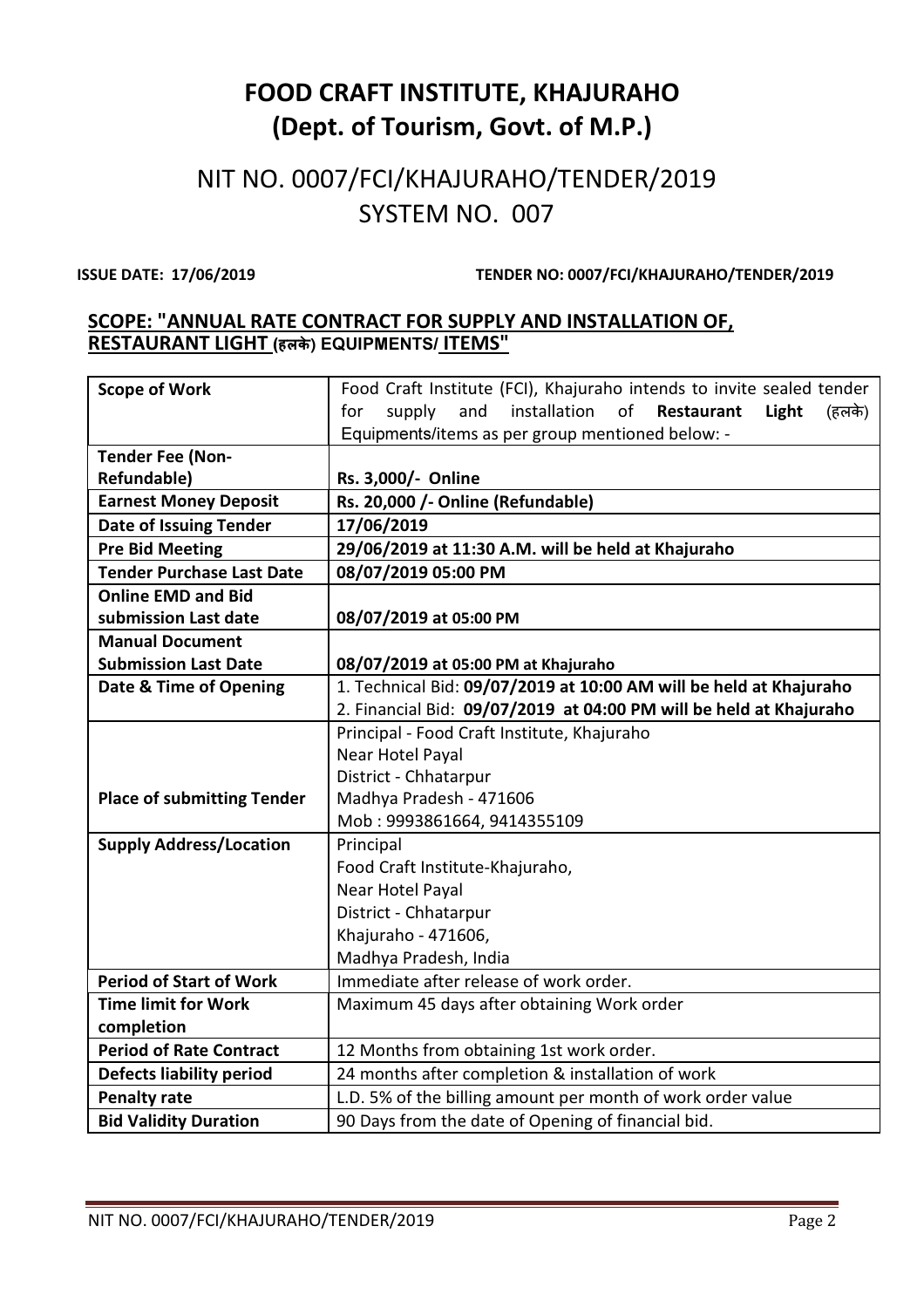# FOOD CRAFT INSTITUTE, KHAJURAHO
# (Dept. of Tourism, Govt. of M.P.)

## NIT NO. 0007/FCI/KHAJURAHO/TENDER/2019
## SYSTEM NO. 007

**ISSUE DATE: 17/06/2019** **TENDER NO: 0007/FCI/KHAJURAHO/TENDER/2019**

**SCOPE: "ANNUAL RATE CONTRACT FOR SUPPLY AND INSTALLATION OF, RESTAURANT LIGHT (हलके) EQUIPMENTS/ ITEMS"**

| | |
|---|---|
| **Scope of Work** | Food Craft Institute (FCI), Khajuraho intends to invite sealed tender for supply and installation of **Restaurant Light** (हलके) Equipments/items as per group mentioned below: - |
| **Tender Fee (Non-Refundable)** | **Rs. 3,000/- Online** |
| **Earnest Money Deposit** | **Rs. 20,000 /- Online (Refundable)** |
| **Date of Issuing Tender** | **17/06/2019** |
| **Pre Bid Meeting** | **29/06/2019 at 11:30 A.M. will be held at Khajuraho** |
| **Tender Purchase Last Date** | **08/07/2019 05:00 PM** |
| **Online EMD and Bid submission Last date** | **08/07/2019 at 05:00 PM** |
| **Manual Document Submission Last Date** | **08/07/2019 at 05:00 PM at Khajuraho** |
| **Date & Time of Opening** | 1. Technical Bid: **09/07/2019 at 10:00 AM will be held at Khajuraho**<br>2. Financial Bid: **09/07/2019 at 04:00 PM will be held at Khajuraho** |
| **Place of submitting Tender** | Principal - Food Craft Institute, Khajuraho<br>Near Hotel Payal<br>District - Chhatarpur<br>Madhya Pradesh - 471606<br>Mob : 9993861664, 9414355109 |
| **Supply Address/Location** | Principal<br>Food Craft Institute-Khajuraho,<br>Near Hotel Payal<br>District - Chhatarpur<br>Khajuraho - 471606,<br>Madhya Pradesh, India |
| **Period of Start of Work** | Immediate after release of work order. |
| **Time limit for Work completion** | Maximum 45 days after obtaining Work order |
| **Period of Rate Contract** | 12 Months from obtaining 1st work order. |
| **Defects liability period** | 24 months after completion & installation of work |
| **Penalty rate** | L.D. 5% of the billing amount per month of work order value |
| **Bid Validity Duration** | 90 Days from the date of Opening of financial bid. |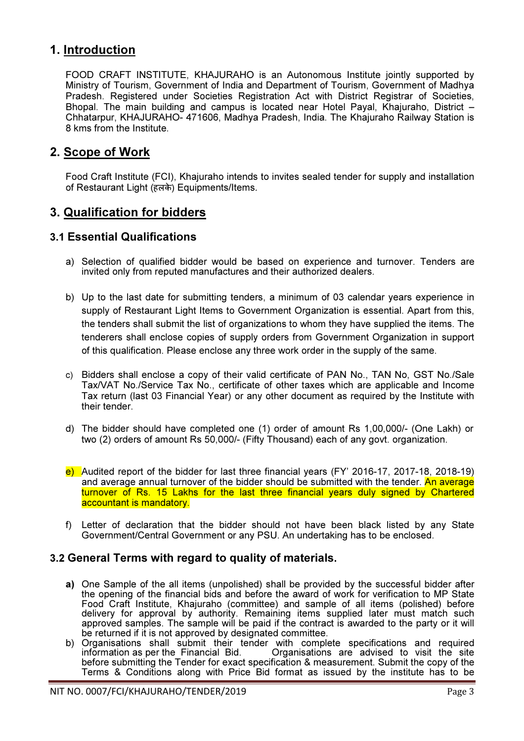# 1. Introduction

FOOD CRAFT INSTITUTE, KHAJURAHO is an Autonomous Institute jointly supported by Ministry of Tourism, Government of India and Department of Tourism, Government of Madhya Pradesh. Registered under Societies Registration Act with District Registrar of Societies, Bhopal. The main building and campus is located near Hotel Payal, Khajuraho, District – Chhatarpur, KHAJURAHO- 471606, Madhya Pradesh, India. The Khajuraho Railway Station is 8 kms from the Institute.

# 2. Scope of Work

Food Craft Institute (FCI), Khajuraho intends to invites sealed tender for supply and installation of Restaurant Light (हलके) Equipments/Items.

# 3. Qualification for bidders

## 3.1 Essential Qualifications

a) Selection of qualified bidder would be based on experience and turnover. Tenders are invited only from reputed manufactures and their authorized dealers.

b) Up to the last date for submitting tenders, a minimum of 03 calendar years experience in supply of Restaurant Light Items to Government Organization is essential. Apart from this, the tenders shall submit the list of organizations to whom they have supplied the items. The tenderers shall enclose copies of supply orders from Government Organization in support of this qualification. Please enclose any three work order in the supply of the same.

c) Bidders shall enclose a copy of their valid certificate of PAN No., TAN No, GST No./Sale Tax/VAT No./Service Tax No., certificate of other taxes which are applicable and Income Tax return (last 03 Financial Year) or any other document as required by the Institute with their tender.

d) The bidder should have completed one (1) order of amount Rs 1,00,000/- (One Lakh) or two (2) orders of amount Rs 50,000/- (Fifty Thousand) each of any govt. organization.

e) Audited report of the bidder for last three financial years (FY' 2016-17, 2017-18, 2018-19) and average annual turnover of the bidder should be submitted with the tender. An average turnover of Rs. 15 Lakhs for the last three financial years duly signed by Chartered accountant is mandatory.

f) Letter of declaration that the bidder should not have been black listed by any State Government/Central Government or any PSU. An undertaking has to be enclosed.

## 3.2 General Terms with regard to quality of materials.

**a)** One Sample of the all items (unpolished) shall be provided by the successful bidder after the opening of the financial bids and before the award of work for verification to MP State Food Craft Institute, Khajuraho (committee) and sample of all items (polished) before delivery for approval by authority. Remaining items supplied later must match such approved samples. The sample will be paid if the contract is awarded to the party or it will be returned if it is not approved by designated committee.

b) Organisations shall submit their tender with complete specifications and required information as per the Financial Bid. Organisations are advised to visit the site before submitting the Tender for exact specification & measurement. Submit the copy of the Terms & Conditions along with Price Bid format as issued by the institute has to be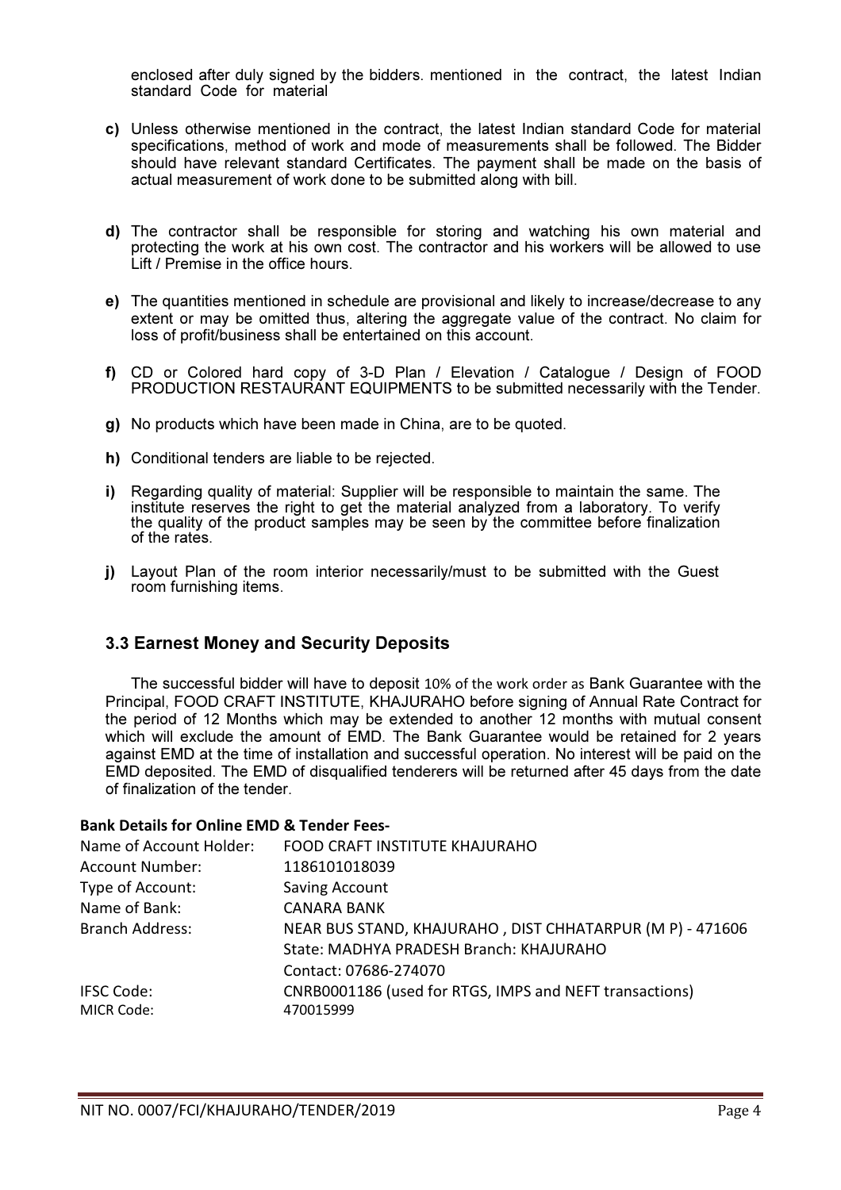enclosed after duly signed by the bidders. mentioned in the contract, the latest Indian standard Code for material

**c)** Unless otherwise mentioned in the contract, the latest Indian standard Code for material specifications, method of work and mode of measurements shall be followed. The Bidder should have relevant standard Certificates. The payment shall be made on the basis of actual measurement of work done to be submitted along with bill.

**d)** The contractor shall be responsible for storing and watching his own material and protecting the work at his own cost. The contractor and his workers will be allowed to use Lift / Premise in the office hours.

**e)** The quantities mentioned in schedule are provisional and likely to increase/decrease to any extent or may be omitted thus, altering the aggregate value of the contract. No claim for loss of profit/business shall be entertained on this account.

**f)** CD or Colored hard copy of 3-D Plan / Elevation / Catalogue / Design of FOOD PRODUCTION RESTAURANT EQUIPMENTS to be submitted necessarily with the Tender.

**g)** No products which have been made in China, are to be quoted.

**h)** Conditional tenders are liable to be rejected.

**i)** Regarding quality of material: Supplier will be responsible to maintain the same. The institute reserves the right to get the material analyzed from a laboratory. To verify the quality of the product samples may be seen by the committee before finalization of the rates.

**j)** Layout Plan of the room interior necessarily/must to be submitted with the Guest room furnishing items.

### 3.3 Earnest Money and Security Deposits

The successful bidder will have to deposit 10% of the work order as Bank Guarantee with the Principal, FOOD CRAFT INSTITUTE, KHAJURAHO before signing of Annual Rate Contract for the period of 12 Months which may be extended to another 12 months with mutual consent which will exclude the amount of EMD. The Bank Guarantee would be retained for 2 years against EMD at the time of installation and successful operation. No interest will be paid on the EMD deposited. The EMD of disqualified tenderers will be returned after 45 days from the date of finalization of the tender.

**Bank Details for Online EMD & Tender Fees-**

| | |
|---|---|
| Name of Account Holder: | FOOD CRAFT INSTITUTE KHAJURAHO |
| Account Number: | 1186101018039 |
| Type of Account: | Saving Account |
| Name of Bank: | CANARA BANK |
| Branch Address: | NEAR BUS STAND, KHAJURAHO , DIST CHHATARPUR (M P) - 471606<br>State: MADHYA PRADESH Branch: KHAJURAHO<br>Contact: 07686-274070 |
| IFSC Code: | CNRB0001186 (used for RTGS, IMPS and NEFT transactions) |
| MICR Code: | 470015999 |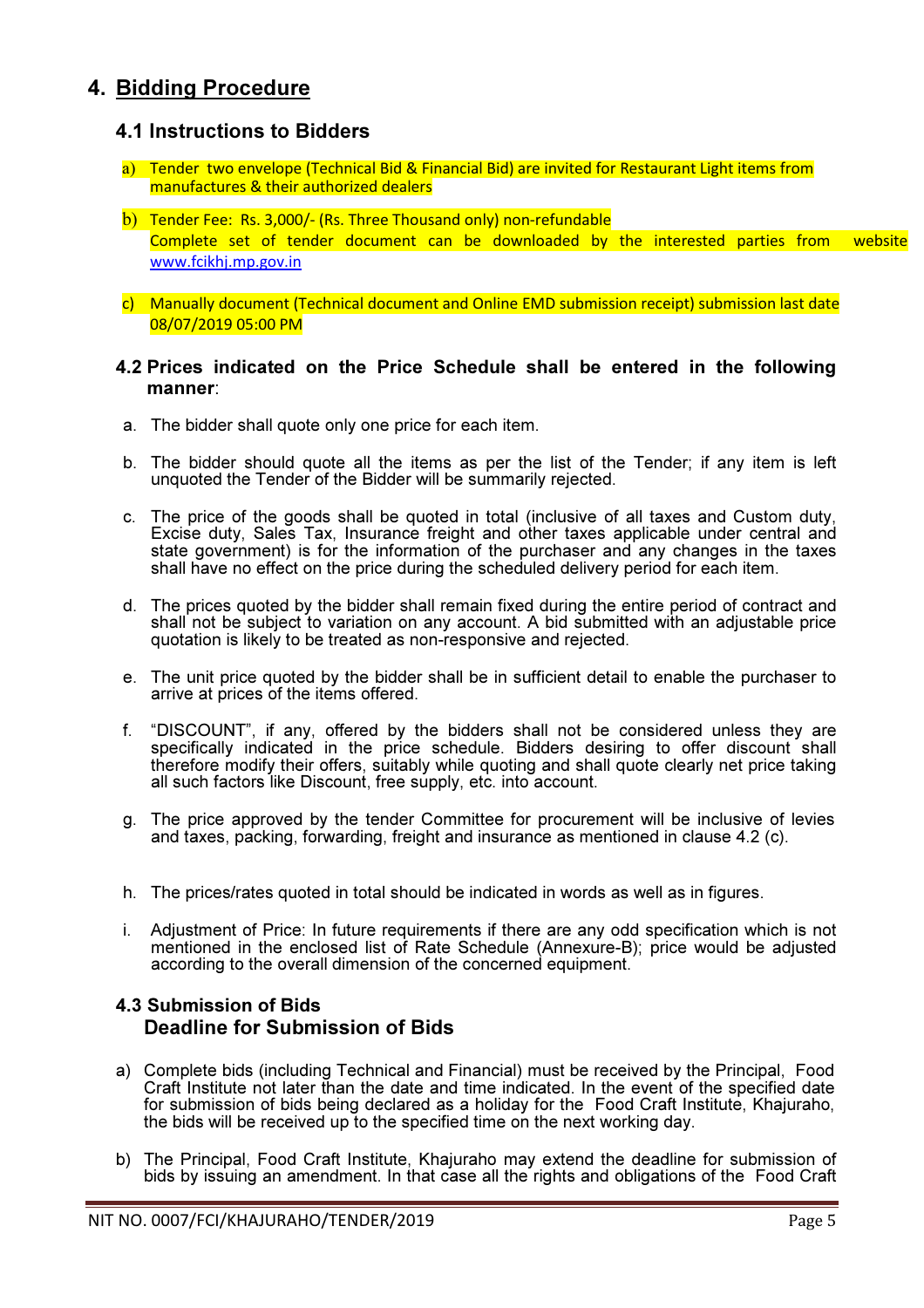## 4. Bidding Procedure

### 4.1 Instructions to Bidders

a) Tender two envelope (Technical Bid & Financial Bid) are invited for Restaurant Light items from manufactures & their authorized dealers

b) Tender Fee: Rs. 3,000/- (Rs. Three Thousand only) non-refundable
Complete set of tender document can be downloaded by the interested parties from website www.fcikhj.mp.gov.in

c) Manually document (Technical document and Online EMD submission receipt) submission last date 08/07/2019 05:00 PM

### 4.2 Prices indicated on the Price Schedule shall be entered in the following manner:

a. The bidder shall quote only one price for each item.

b. The bidder should quote all the items as per the list of the Tender; if any item is left unquoted the Tender of the Bidder will be summarily rejected.

c. The price of the goods shall be quoted in total (inclusive of all taxes and Custom duty, Excise duty, Sales Tax, Insurance freight and other taxes applicable under central and state government) is for the information of the purchaser and any changes in the taxes shall have no effect on the price during the scheduled delivery period for each item.

d. The prices quoted by the bidder shall remain fixed during the entire period of contract and shall not be subject to variation on any account. A bid submitted with an adjustable price quotation is likely to be treated as non-responsive and rejected.

e. The unit price quoted by the bidder shall be in sufficient detail to enable the purchaser to arrive at prices of the items offered.

f. "DISCOUNT", if any, offered by the bidders shall not be considered unless they are specifically indicated in the price schedule. Bidders desiring to offer discount shall therefore modify their offers, suitably while quoting and shall quote clearly net price taking all such factors like Discount, free supply, etc. into account.

g. The price approved by the tender Committee for procurement will be inclusive of levies and taxes, packing, forwarding, freight and insurance as mentioned in clause 4.2 (c).

h. The prices/rates quoted in total should be indicated in words as well as in figures.

i. Adjustment of Price: In future requirements if there are any odd specification which is not mentioned in the enclosed list of Rate Schedule (Annexure-B); price would be adjusted according to the overall dimension of the concerned equipment.

### 4.3 Submission of Bids
### Deadline for Submission of Bids

a) Complete bids (including Technical and Financial) must be received by the Principal, Food Craft Institute not later than the date and time indicated. In the event of the specified date for submission of bids being declared as a holiday for the Food Craft Institute, Khajuraho, the bids will be received up to the specified time on the next working day.

b) The Principal, Food Craft Institute, Khajuraho may extend the deadline for submission of bids by issuing an amendment. In that case all the rights and obligations of the Food Craft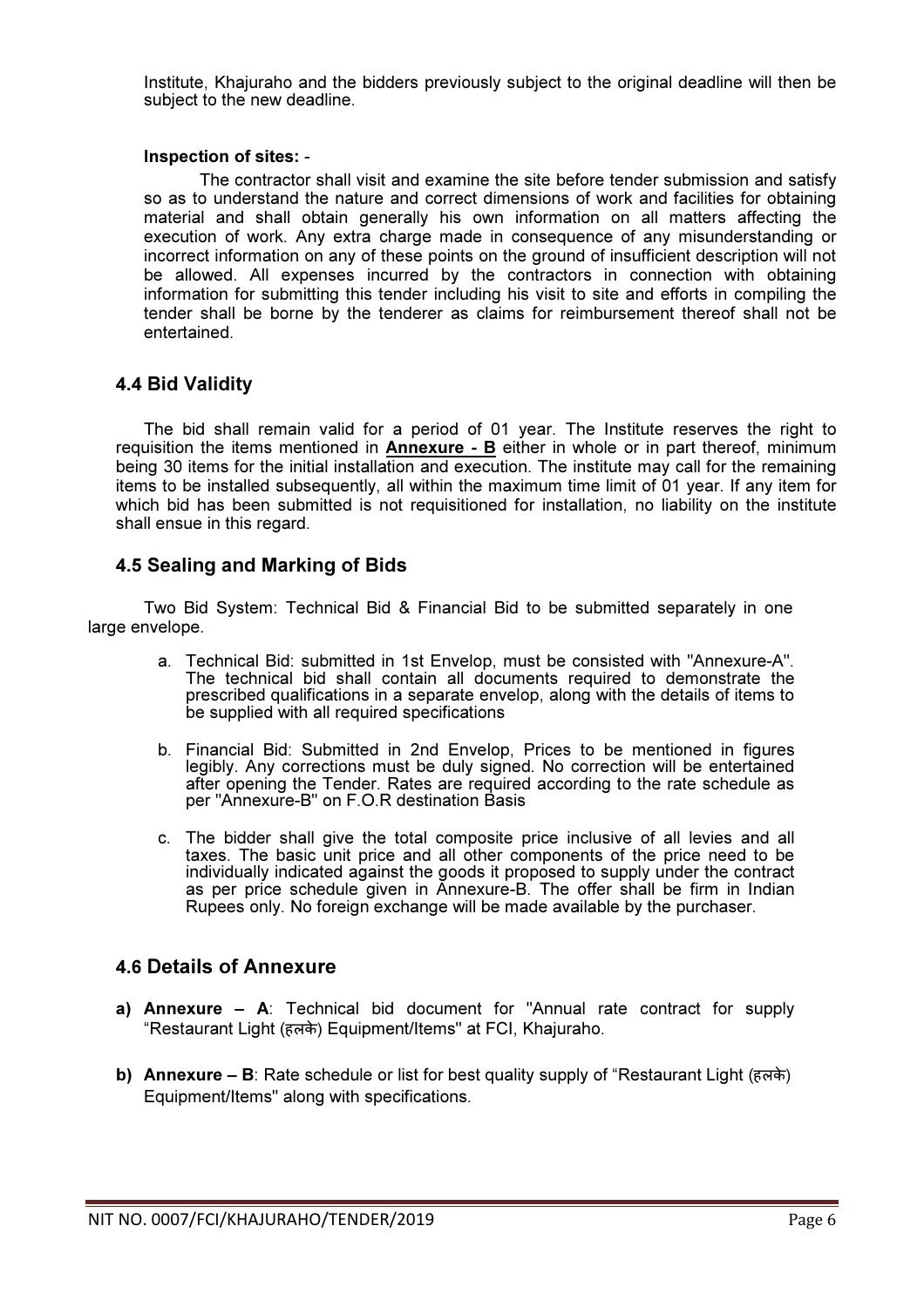Institute, Khajuraho and the bidders previously subject to the original deadline will then be subject to the new deadline.

**Inspection of sites:** -

The contractor shall visit and examine the site before tender submission and satisfy so as to understand the nature and correct dimensions of work and facilities for obtaining material and shall obtain generally his own information on all matters affecting the execution of work. Any extra charge made in consequence of any misunderstanding or incorrect information on any of these points on the ground of insufficient description will not be allowed. All expenses incurred by the contractors in connection with obtaining information for submitting this tender including his visit to site and efforts in compiling the tender shall be borne by the tenderer as claims for reimbursement thereof shall not be entertained.

## 4.4 Bid Validity

The bid shall remain valid for a period of 01 year. The Institute reserves the right to requisition the items mentioned in **Annexure - B** either in whole or in part thereof, minimum being 30 items for the initial installation and execution. The institute may call for the remaining items to be installed subsequently, all within the maximum time limit of 01 year. If any item for which bid has been submitted is not requisitioned for installation, no liability on the institute shall ensue in this regard.

## 4.5 Sealing and Marking of Bids

Two Bid System: Technical Bid & Financial Bid to be submitted separately in one large envelope.

a. Technical Bid: submitted in 1st Envelop, must be consisted with "Annexure-A". The technical bid shall contain all documents required to demonstrate the prescribed qualifications in a separate envelop, along with the details of items to be supplied with all required specifications

b. Financial Bid: Submitted in 2nd Envelop, Prices to be mentioned in figures legibly. Any corrections must be duly signed. No correction will be entertained after opening the Tender. Rates are required according to the rate schedule as per "Annexure-B" on F.O.R destination Basis

c. The bidder shall give the total composite price inclusive of all levies and all taxes. The basic unit price and all other components of the price need to be individually indicated against the goods it proposed to supply under the contract as per price schedule given in Annexure-B. The offer shall be firm in Indian Rupees only. No foreign exchange will be made available by the purchaser.

## 4.6 Details of Annexure

a) **Annexure – A**: Technical bid document for "Annual rate contract for supply "Restaurant Light (हलके) Equipment/Items" at FCI, Khajuraho.

b) **Annexure – B**: Rate schedule or list for best quality supply of "Restaurant Light (हलके) Equipment/Items" along with specifications.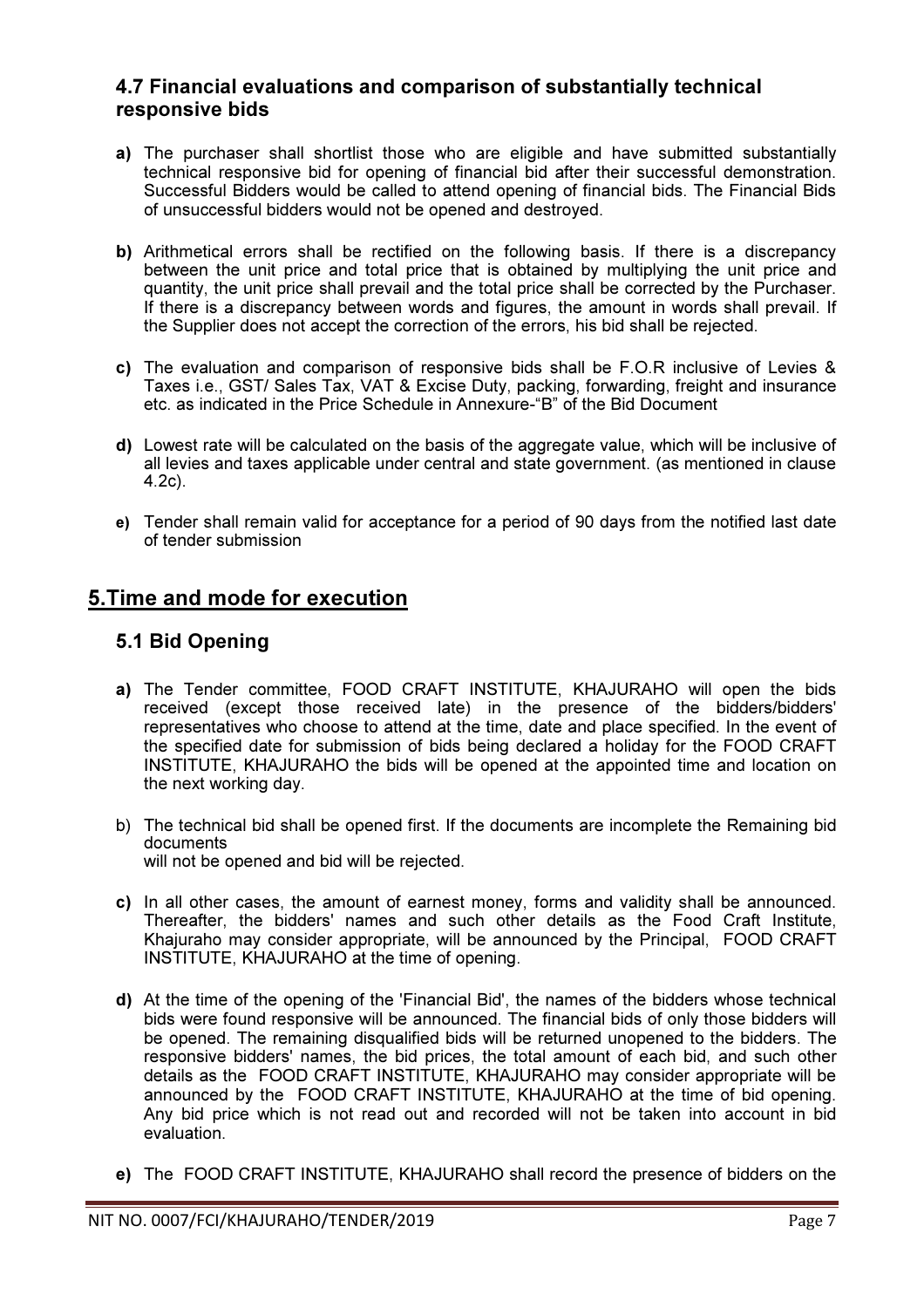### 4.7 Financial evaluations and comparison of substantially technical responsive bids

**a)** The purchaser shall shortlist those who are eligible and have submitted substantially technical responsive bid for opening of financial bid after their successful demonstration. Successful Bidders would be called to attend opening of financial bids. The Financial Bids of unsuccessful bidders would not be opened and destroyed.

**b)** Arithmetical errors shall be rectified on the following basis. If there is a discrepancy between the unit price and total price that is obtained by multiplying the unit price and quantity, the unit price shall prevail and the total price shall be corrected by the Purchaser. If there is a discrepancy between words and figures, the amount in words shall prevail. If the Supplier does not accept the correction of the errors, his bid shall be rejected.

**c)** The evaluation and comparison of responsive bids shall be F.O.R inclusive of Levies & Taxes i.e., GST/ Sales Tax, VAT & Excise Duty, packing, forwarding, freight and insurance etc. as indicated in the Price Schedule in Annexure-"B" of the Bid Document

**d)** Lowest rate will be calculated on the basis of the aggregate value, which will be inclusive of all levies and taxes applicable under central and state government. (as mentioned in clause 4.2c).

**e)** Tender shall remain valid for acceptance for a period of 90 days from the notified last date of tender submission

## 5.Time and mode for execution

### 5.1 Bid Opening

**a)** The Tender committee, FOOD CRAFT INSTITUTE, KHAJURAHO will open the bids received (except those received late) in the presence of the bidders/bidders' representatives who choose to attend at the time, date and place specified. In the event of the specified date for submission of bids being declared a holiday for the FOOD CRAFT INSTITUTE, KHAJURAHO the bids will be opened at the appointed time and location on the next working day.

b) The technical bid shall be opened first. If the documents are incomplete the Remaining bid documents
will not be opened and bid will be rejected.

**c)** In all other cases, the amount of earnest money, forms and validity shall be announced. Thereafter, the bidders' names and such other details as the Food Craft Institute, Khajuraho may consider appropriate, will be announced by the Principal, FOOD CRAFT INSTITUTE, KHAJURAHO at the time of opening.

**d)** At the time of the opening of the 'Financial Bid', the names of the bidders whose technical bids were found responsive will be announced. The financial bids of only those bidders will be opened. The remaining disqualified bids will be returned unopened to the bidders. The responsive bidders' names, the bid prices, the total amount of each bid, and such other details as the FOOD CRAFT INSTITUTE, KHAJURAHO may consider appropriate will be announced by the FOOD CRAFT INSTITUTE, KHAJURAHO at the time of bid opening. Any bid price which is not read out and recorded will not be taken into account in bid evaluation.

**e)** The FOOD CRAFT INSTITUTE, KHAJURAHO shall record the presence of bidders on the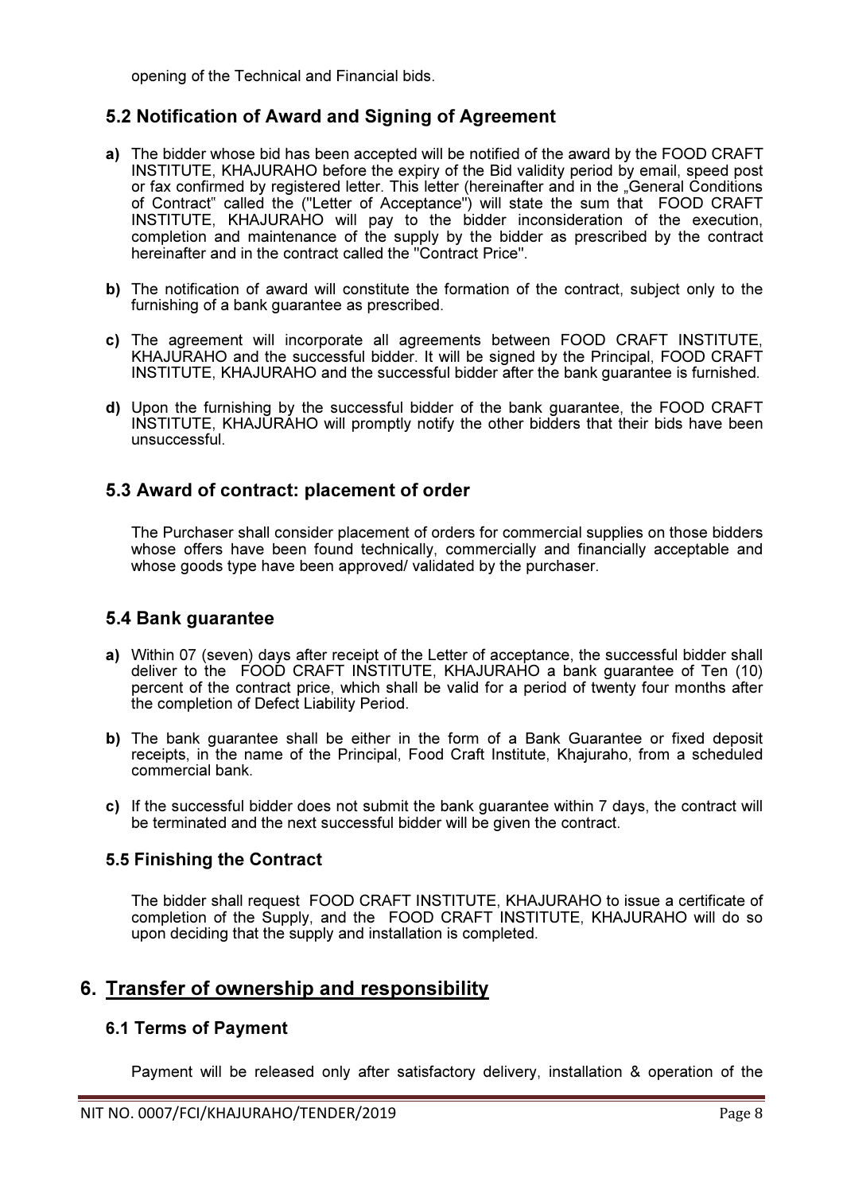opening of the Technical and Financial bids.

### 5.2 Notification of Award and Signing of Agreement

**a)** The bidder whose bid has been accepted will be notified of the award by the FOOD CRAFT INSTITUTE, KHAJURAHO before the expiry of the Bid validity period by email, speed post or fax confirmed by registered letter. This letter (hereinafter and in the „General Conditions of Contract" called the ("Letter of Acceptance") will state the sum that FOOD CRAFT INSTITUTE, KHAJURAHO will pay to the bidder inconsideration of the execution, completion and maintenance of the supply by the bidder as prescribed by the contract hereinafter and in the contract called the "Contract Price".

**b)** The notification of award will constitute the formation of the contract, subject only to the furnishing of a bank guarantee as prescribed.

**c)** The agreement will incorporate all agreements between FOOD CRAFT INSTITUTE, KHAJURAHO and the successful bidder. It will be signed by the Principal, FOOD CRAFT INSTITUTE, KHAJURAHO and the successful bidder after the bank guarantee is furnished.

**d)** Upon the furnishing by the successful bidder of the bank guarantee, the FOOD CRAFT INSTITUTE, KHAJURAHO will promptly notify the other bidders that their bids have been unsuccessful.

### 5.3 Award of contract: placement of order

The Purchaser shall consider placement of orders for commercial supplies on those bidders whose offers have been found technically, commercially and financially acceptable and whose goods type have been approved/ validated by the purchaser.

### 5.4 Bank guarantee

**a)** Within 07 (seven) days after receipt of the Letter of acceptance, the successful bidder shall deliver to the FOOD CRAFT INSTITUTE, KHAJURAHO a bank guarantee of Ten (10) percent of the contract price, which shall be valid for a period of twenty four months after the completion of Defect Liability Period.

**b)** The bank guarantee shall be either in the form of a Bank Guarantee or fixed deposit receipts, in the name of the Principal, Food Craft Institute, Khajuraho, from a scheduled commercial bank.

**c)** If the successful bidder does not submit the bank guarantee within 7 days, the contract will be terminated and the next successful bidder will be given the contract.

### 5.5 Finishing the Contract

The bidder shall request FOOD CRAFT INSTITUTE, KHAJURAHO to issue a certificate of completion of the Supply, and the FOOD CRAFT INSTITUTE, KHAJURAHO will do so upon deciding that the supply and installation is completed.

## 6. Transfer of ownership and responsibility

### 6.1 Terms of Payment

Payment will be released only after satisfactory delivery, installation & operation of the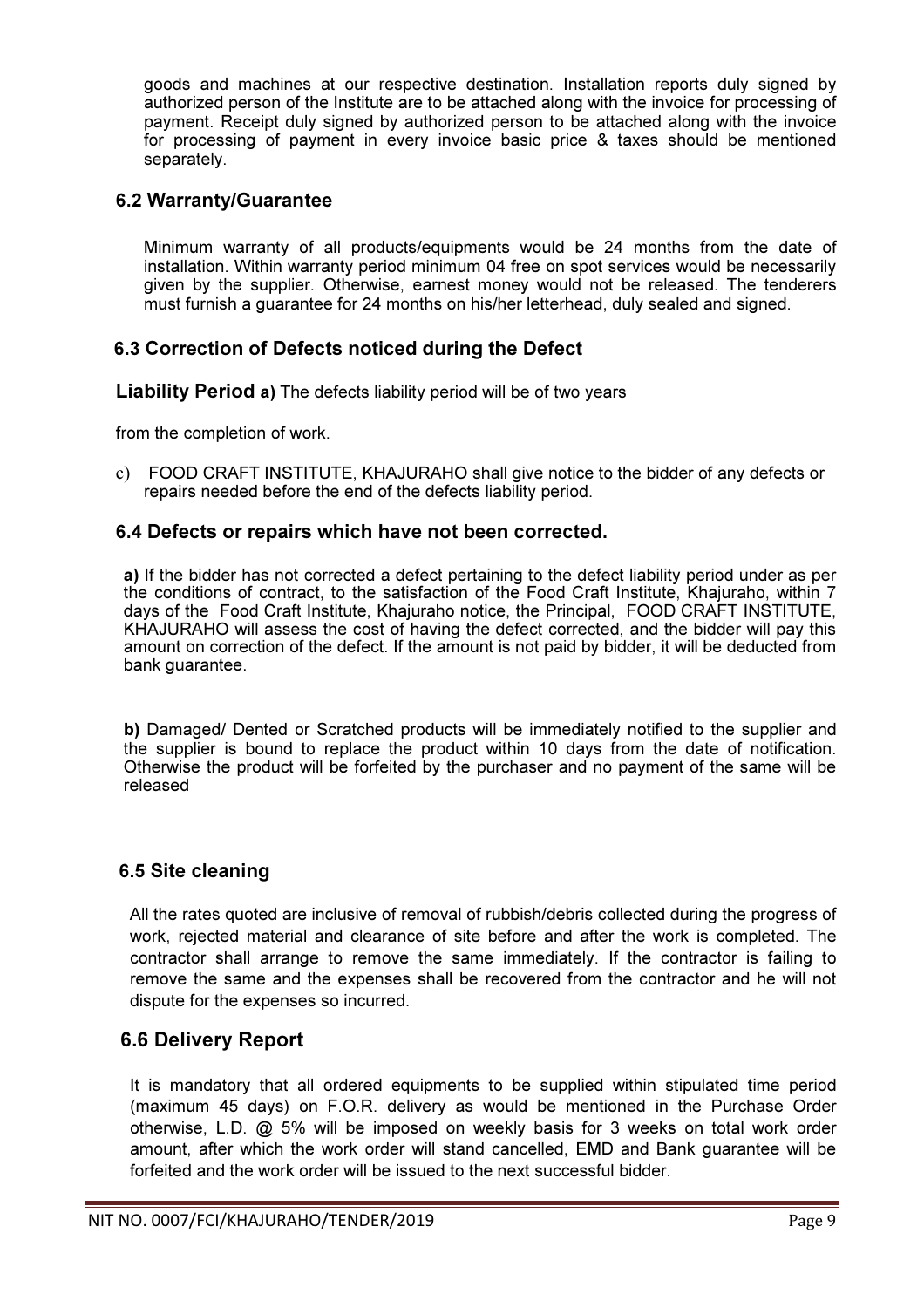goods and machines at our respective destination. Installation reports duly signed by authorized person of the Institute are to be attached along with the invoice for processing of payment. Receipt duly signed by authorized person to be attached along with the invoice for processing of payment in every invoice basic price & taxes should be mentioned separately.

### 6.2 Warranty/Guarantee

Minimum warranty of all products/equipments would be 24 months from the date of installation. Within warranty period minimum 04 free on spot services would be necessarily given by the supplier. Otherwise, earnest money would not be released. The tenderers must furnish a guarantee for 24 months on his/her letterhead, duly sealed and signed.

### 6.3 Correction of Defects noticed during the Defect

**Liability Period a)** The defects liability period will be of two years

from the completion of work.

c) FOOD CRAFT INSTITUTE, KHAJURAHO shall give notice to the bidder of any defects or repairs needed before the end of the defects liability period.

### 6.4 Defects or repairs which have not been corrected.

**a)** If the bidder has not corrected a defect pertaining to the defect liability period under as per the conditions of contract, to the satisfaction of the Food Craft Institute, Khajuraho, within 7 days of the Food Craft Institute, Khajuraho notice, the Principal, FOOD CRAFT INSTITUTE, KHAJURAHO will assess the cost of having the defect corrected, and the bidder will pay this amount on correction of the defect. If the amount is not paid by bidder, it will be deducted from bank guarantee.

**b)** Damaged/ Dented or Scratched products will be immediately notified to the supplier and the supplier is bound to replace the product within 10 days from the date of notification. Otherwise the product will be forfeited by the purchaser and no payment of the same will be released

### 6.5 Site cleaning

All the rates quoted are inclusive of removal of rubbish/debris collected during the progress of work, rejected material and clearance of site before and after the work is completed. The contractor shall arrange to remove the same immediately. If the contractor is failing to remove the same and the expenses shall be recovered from the contractor and he will not dispute for the expenses so incurred.

### 6.6 Delivery Report

It is mandatory that all ordered equipments to be supplied within stipulated time period (maximum 45 days) on F.O.R. delivery as would be mentioned in the Purchase Order otherwise, L.D. @ 5% will be imposed on weekly basis for 3 weeks on total work order amount, after which the work order will stand cancelled, EMD and Bank guarantee will be forfeited and the work order will be issued to the next successful bidder.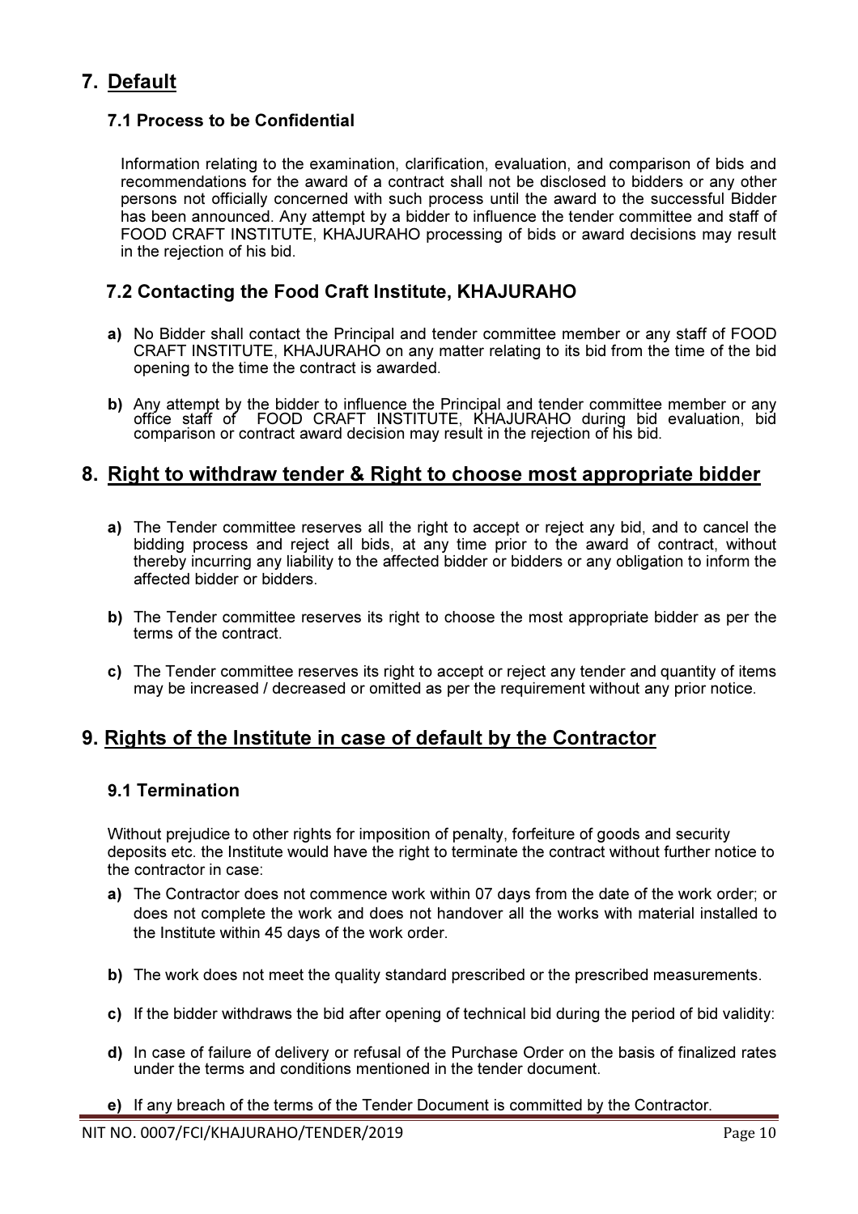## 7. Default

### 7.1 Process to be Confidential

Information relating to the examination, clarification, evaluation, and comparison of bids and recommendations for the award of a contract shall not be disclosed to bidders or any other persons not officially concerned with such process until the award to the successful Bidder has been announced. Any attempt by a bidder to influence the tender committee and staff of FOOD CRAFT INSTITUTE, KHAJURAHO processing of bids or award decisions may result in the rejection of his bid.

### 7.2 Contacting the Food Craft Institute, KHAJURAHO

**a)** No Bidder shall contact the Principal and tender committee member or any staff of FOOD CRAFT INSTITUTE, KHAJURAHO on any matter relating to its bid from the time of the bid opening to the time the contract is awarded.

**b)** Any attempt by the bidder to influence the Principal and tender committee member or any office staff of FOOD CRAFT INSTITUTE, KHAJURAHO during bid evaluation, bid comparison or contract award decision may result in the rejection of his bid.

## 8. Right to withdraw tender & Right to choose most appropriate bidder

**a)** The Tender committee reserves all the right to accept or reject any bid, and to cancel the bidding process and reject all bids, at any time prior to the award of contract, without thereby incurring any liability to the affected bidder or bidders or any obligation to inform the affected bidder or bidders.

**b)** The Tender committee reserves its right to choose the most appropriate bidder as per the terms of the contract.

**c)** The Tender committee reserves its right to accept or reject any tender and quantity of items may be increased / decreased or omitted as per the requirement without any prior notice.

## 9. Rights of the Institute in case of default by the Contractor

### 9.1 Termination

Without prejudice to other rights for imposition of penalty, forfeiture of goods and security deposits etc. the Institute would have the right to terminate the contract without further notice to the contractor in case:

**a)** The Contractor does not commence work within 07 days from the date of the work order; or does not complete the work and does not handover all the works with material installed to the Institute within 45 days of the work order.

**b)** The work does not meet the quality standard prescribed or the prescribed measurements.

**c)** If the bidder withdraws the bid after opening of technical bid during the period of bid validity:

**d)** In case of failure of delivery or refusal of the Purchase Order on the basis of finalized rates under the terms and conditions mentioned in the tender document.

**e)** If any breach of the terms of the Tender Document is committed by the Contractor.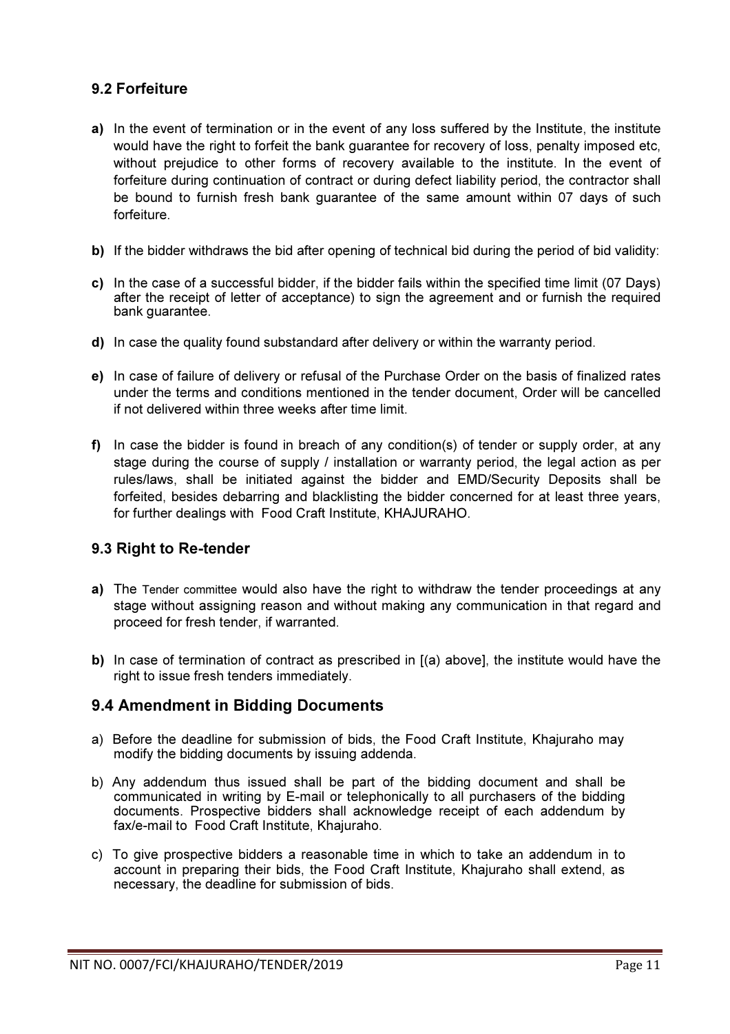### 9.2 Forfeiture

**a)** In the event of termination or in the event of any loss suffered by the Institute, the institute would have the right to forfeit the bank guarantee for recovery of loss, penalty imposed etc, without prejudice to other forms of recovery available to the institute. In the event of forfeiture during continuation of contract or during defect liability period, the contractor shall be bound to furnish fresh bank guarantee of the same amount within 07 days of such forfeiture.

**b)** If the bidder withdraws the bid after opening of technical bid during the period of bid validity:

**c)** In the case of a successful bidder, if the bidder fails within the specified time limit (07 Days) after the receipt of letter of acceptance) to sign the agreement and or furnish the required bank guarantee.

**d)** In case the quality found substandard after delivery or within the warranty period.

**e)** In case of failure of delivery or refusal of the Purchase Order on the basis of finalized rates under the terms and conditions mentioned in the tender document, Order will be cancelled if not delivered within three weeks after time limit.

**f)** In case the bidder is found in breach of any condition(s) of tender or supply order, at any stage during the course of supply / installation or warranty period, the legal action as per rules/laws, shall be initiated against the bidder and EMD/Security Deposits shall be forfeited, besides debarring and blacklisting the bidder concerned for at least three years, for further dealings with Food Craft Institute, KHAJURAHO.

### 9.3 Right to Re-tender

**a)** The Tender committee would also have the right to withdraw the tender proceedings at any stage without assigning reason and without making any communication in that regard and proceed for fresh tender, if warranted.

**b)** In case of termination of contract as prescribed in [(a) above], the institute would have the right to issue fresh tenders immediately.

### 9.4 Amendment in Bidding Documents

a) Before the deadline for submission of bids, the Food Craft Institute, Khajuraho may modify the bidding documents by issuing addenda.

b) Any addendum thus issued shall be part of the bidding document and shall be communicated in writing by E-mail or telephonically to all purchasers of the bidding documents. Prospective bidders shall acknowledge receipt of each addendum by fax/e-mail to Food Craft Institute, Khajuraho.

c) To give prospective bidders a reasonable time in which to take an addendum in to account in preparing their bids, the Food Craft Institute, Khajuraho shall extend, as necessary, the deadline for submission of bids.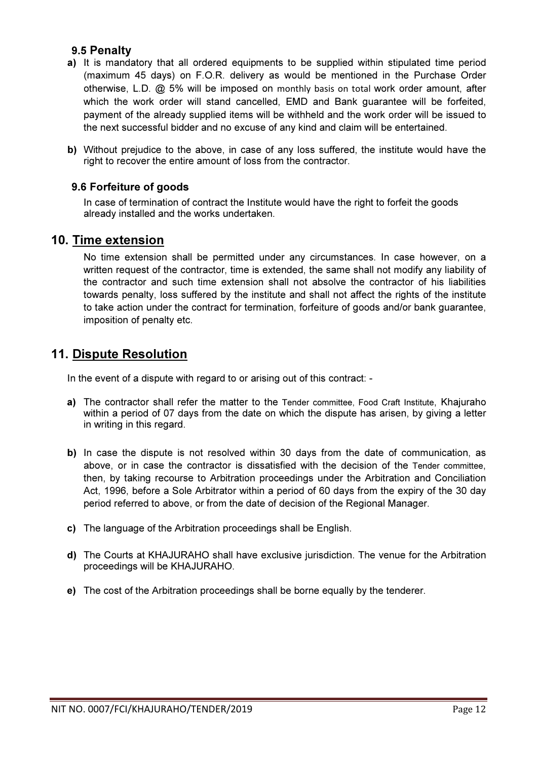### 9.5 Penalty

**a)** It is mandatory that all ordered equipments to be supplied within stipulated time period (maximum 45 days) on F.O.R. delivery as would be mentioned in the Purchase Order otherwise, L.D. @ 5% will be imposed on monthly basis on total work order amount, after which the work order will stand cancelled, EMD and Bank guarantee will be forfeited, payment of the already supplied items will be withheld and the work order will be issued to the next successful bidder and no excuse of any kind and claim will be entertained.

**b)** Without prejudice to the above, in case of any loss suffered, the institute would have the right to recover the entire amount of loss from the contractor.

### 9.6 Forfeiture of goods

In case of termination of contract the Institute would have the right to forfeit the goods already installed and the works undertaken.

## 10. Time extension

No time extension shall be permitted under any circumstances. In case however, on a written request of the contractor, time is extended, the same shall not modify any liability of the contractor and such time extension shall not absolve the contractor of his liabilities towards penalty, loss suffered by the institute and shall not affect the rights of the institute to take action under the contract for termination, forfeiture of goods and/or bank guarantee, imposition of penalty etc.

## 11. Dispute Resolution

In the event of a dispute with regard to or arising out of this contract: -

**a)** The contractor shall refer the matter to the Tender committee, Food Craft Institute, Khajuraho within a period of 07 days from the date on which the dispute has arisen, by giving a letter in writing in this regard.

**b)** In case the dispute is not resolved within 30 days from the date of communication, as above, or in case the contractor is dissatisfied with the decision of the Tender committee, then, by taking recourse to Arbitration proceedings under the Arbitration and Conciliation Act, 1996, before a Sole Arbitrator within a period of 60 days from the expiry of the 30 day period referred to above, or from the date of decision of the Regional Manager.

**c)** The language of the Arbitration proceedings shall be English.

**d)** The Courts at KHAJURAHO shall have exclusive jurisdiction. The venue for the Arbitration proceedings will be KHAJURAHO.

**e)** The cost of the Arbitration proceedings shall be borne equally by the tenderer.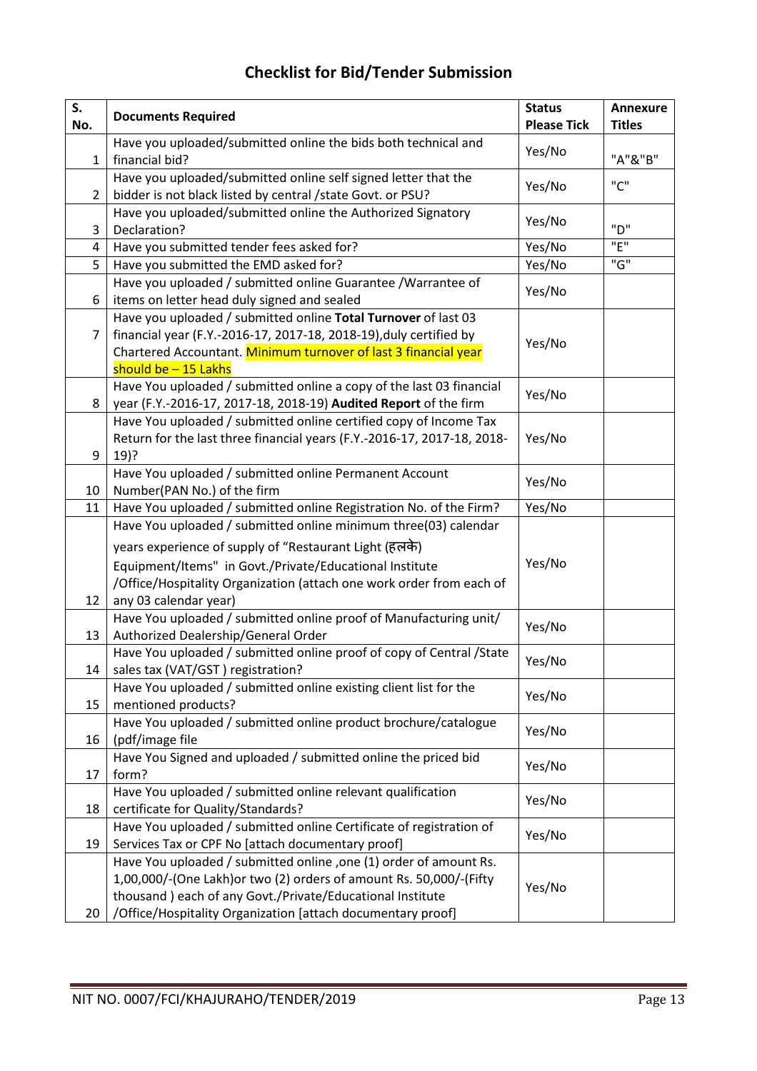## Checklist for Bid/Tender Submission

| S. No. | Documents Required | Status Please Tick | Annexure Titles |
|---|---|---|---|
| 1 | Have you uploaded/submitted online the bids both technical and financial bid? | Yes/No | "A"&"B" |
| 2 | Have you uploaded/submitted online self signed letter that the bidder is not black listed by central /state Govt. or PSU? | Yes/No | "C" |
| 3 | Have you uploaded/submitted online the Authorized Signatory Declaration? | Yes/No | "D" |
| 4 | Have you submitted tender fees asked for? | Yes/No | "E" |
| 5 | Have you submitted the EMD asked for? | Yes/No | "G" |
| 6 | Have you uploaded / submitted online Guarantee /Warrantee of items on letter head duly signed and sealed | Yes/No | |
| 7 | Have you uploaded / submitted online **Total Turnover** of last 03 financial year (F.Y.-2016-17, 2017-18, 2018-19),duly certified by Chartered Accountant. Minimum turnover of last 3 financial year should be – 15 Lakhs | Yes/No | |
| 8 | Have You uploaded / submitted online a copy of the last 03 financial year (F.Y.-2016-17, 2017-18, 2018-19) **Audited Report** of the firm | Yes/No | |
| 9 | Have You uploaded / submitted online certified copy of Income Tax Return for the last three financial years (F.Y.-2016-17, 2017-18, 2018-19)? | Yes/No | |
| 10 | Have You uploaded / submitted online Permanent Account Number(PAN No.) of the firm | Yes/No | |
| 11 | Have You uploaded / submitted online Registration No. of the Firm? | Yes/No | |
| 12 | Have You uploaded / submitted online minimum three(03) calendar years experience of supply of "Restaurant Light (हलके) Equipment/Items" in Govt./Private/Educational Institute /Office/Hospitality Organization (attach one work order from each of any 03 calendar year) | Yes/No | |
| 13 | Have You uploaded / submitted online proof of Manufacturing unit/ Authorized Dealership/General Order | Yes/No | |
| 14 | Have You uploaded / submitted online proof of copy of Central /State sales tax (VAT/GST ) registration? | Yes/No | |
| 15 | Have You uploaded / submitted online existing client list for the mentioned products? | Yes/No | |
| 16 | Have You uploaded / submitted online product brochure/catalogue (pdf/image file | Yes/No | |
| 17 | Have You Signed and uploaded / submitted online the priced bid form? | Yes/No | |
| 18 | Have You uploaded / submitted online relevant qualification certificate for Quality/Standards? | Yes/No | |
| 19 | Have You uploaded / submitted online Certificate of registration of Services Tax or CPF No [attach documentary proof] | Yes/No | |
| 20 | Have You uploaded / submitted online ,one (1) order of amount Rs. 1,00,000/-(One Lakh)or two (2) orders of amount Rs. 50,000/-(Fifty thousand ) each of any Govt./Private/Educational Institute /Office/Hospitality Organization [attach documentary proof] | Yes/No | |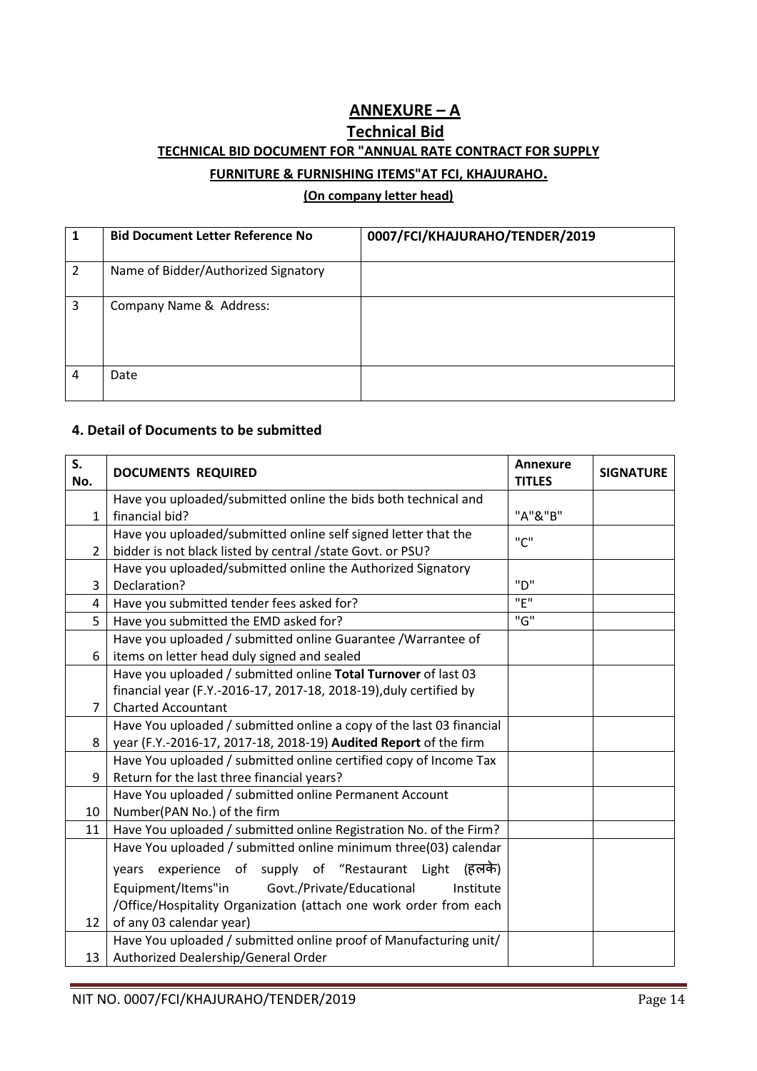## ANNEXURE – A

## Technical Bid

### TECHNICAL BID DOCUMENT FOR "ANNUAL RATE CONTRACT FOR SUPPLY FURNITURE & FURNISHING ITEMS"AT FCI, KHAJURAHO.

**(On company letter head)**

| 1 | **Bid Document Letter Reference No** | **0007/FCI/KHAJURAHO/TENDER/2019** |
|---|---|---|
| 2 | Name of Bidder/Authorized Signatory | |
| 3 | Company Name & Address: | |
| 4 | Date | |

### 4. Detail of Documents to be submitted

| S. No. | DOCUMENTS REQUIRED | Annexure TITLES | SIGNATURE |
|---|---|---|---|
| 1 | Have you uploaded/submitted online the bids both technical and financial bid? | "A"&"B" | |
| 2 | Have you uploaded/submitted online self signed letter that the bidder is not black listed by central /state Govt. or PSU? | "C" | |
| 3 | Have you uploaded/submitted online the Authorized Signatory Declaration? | "D" | |
| 4 | Have you submitted tender fees asked for? | "E" | |
| 5 | Have you submitted the EMD asked for? | "G" | |
| 6 | Have you uploaded / submitted online Guarantee /Warrantee of items on letter head duly signed and sealed | | |
| 7 | Have you uploaded / submitted online **Total Turnover** of last 03 financial year (F.Y.-2016-17, 2017-18, 2018-19),duly certified by Charted Accountant | | |
| 8 | Have You uploaded / submitted online a copy of the last 03 financial year (F.Y.-2016-17, 2017-18, 2018-19) **Audited Report** of the firm | | |
| 9 | Have You uploaded / submitted online certified copy of Income Tax Return for the last three financial years? | | |
| 10 | Have You uploaded / submitted online Permanent Account Number(PAN No.) of the firm | | |
| 11 | Have You uploaded / submitted online Registration No. of the Firm? | | |
| 12 | Have You uploaded / submitted online minimum three(03) calendar years experience of supply of "Restaurant Light (हलके) Equipment/Items"in Govt./Private/Educational Institute /Office/Hospitality Organization (attach one work order from each of any 03 calendar year) | | |
| 13 | Have You uploaded / submitted online proof of Manufacturing unit/ Authorized Dealership/General Order | | |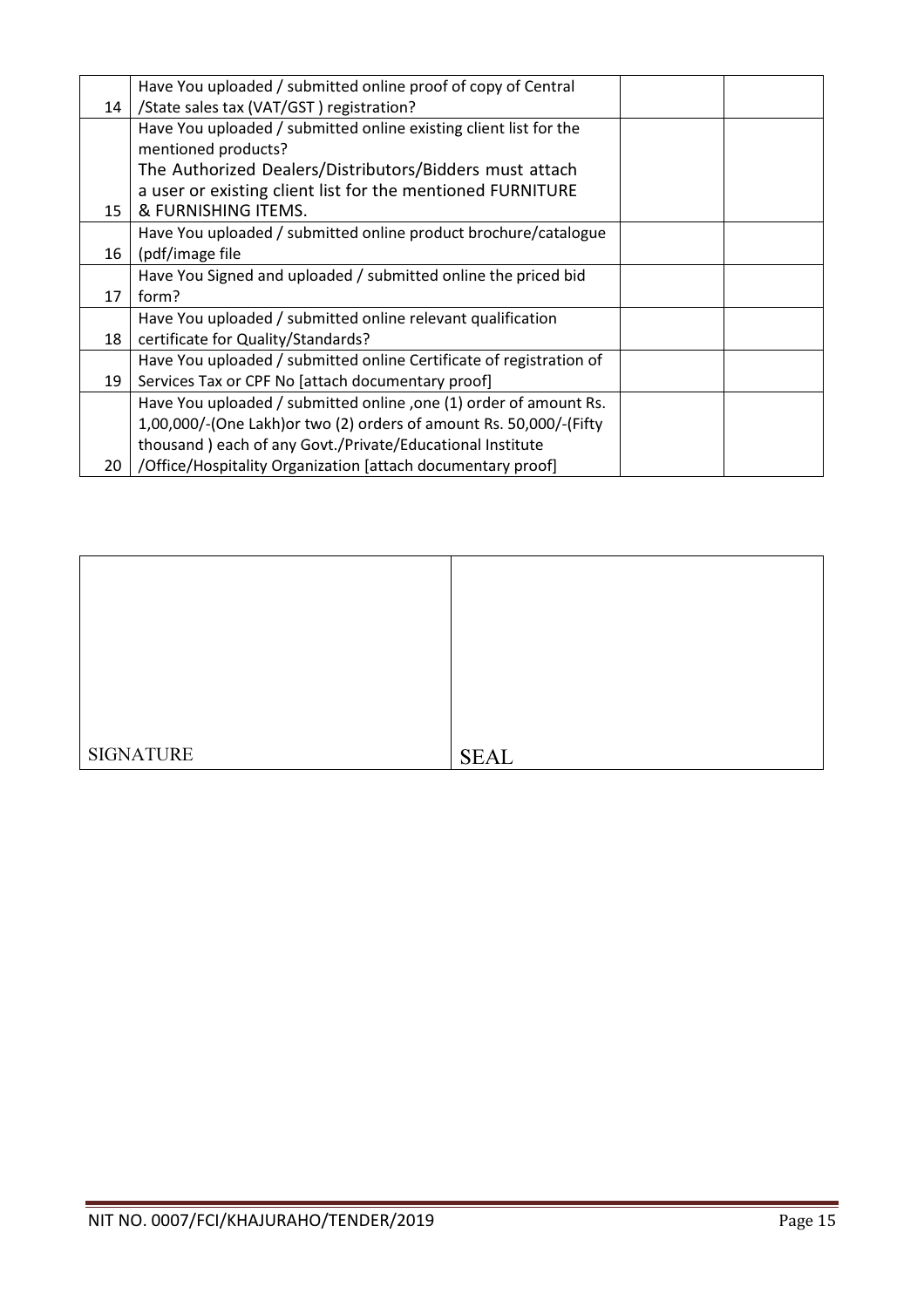| | | | |
|---|---|---|---|
| 14 | Have You uploaded / submitted online proof of copy of Central /State sales tax (VAT/GST ) registration? | | |
| 15 | Have You uploaded / submitted online existing client list for the mentioned products?<br>The Authorized Dealers/Distributors/Bidders must attach a user or existing client list for the mentioned FURNITURE & FURNISHING ITEMS. | | |
| 16 | Have You uploaded / submitted online product brochure/catalogue (pdf/image file | | |
| 17 | Have You Signed and uploaded / submitted online the priced bid form? | | |
| 18 | Have You uploaded / submitted online relevant qualification certificate for Quality/Standards? | | |
| 19 | Have You uploaded / submitted online Certificate of registration of Services Tax or CPF No [attach documentary proof] | | |
| 20 | Have You uploaded / submitted online ,one (1) order of amount Rs. 1,00,000/-(One Lakh)or two (2) orders of amount Rs. 50,000/-(Fifty thousand ) each of any Govt./Private/Educational Institute /Office/Hospitality Organization [attach documentary proof] | | |

| | |
|---|---|
| SIGNATURE | SEAL |

NIT NO. 0007/FCI/KHAJURAHO/TENDER/2019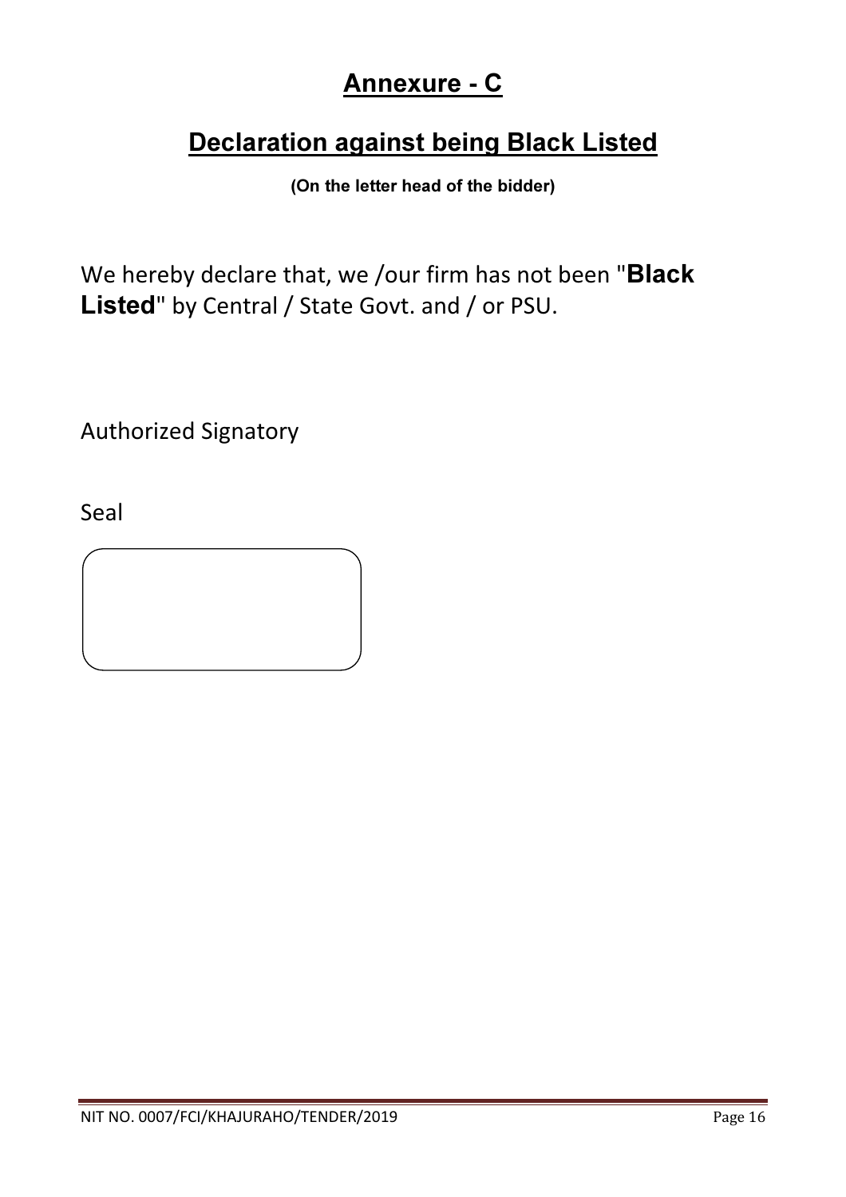# Annexure - C

## Declaration against being Black Listed

**(On the letter head of the bidder)**

We hereby declare that, we /our firm has not been "**Black Listed**" by Central / State Govt. and / or PSU.

Authorized Signatory

Seal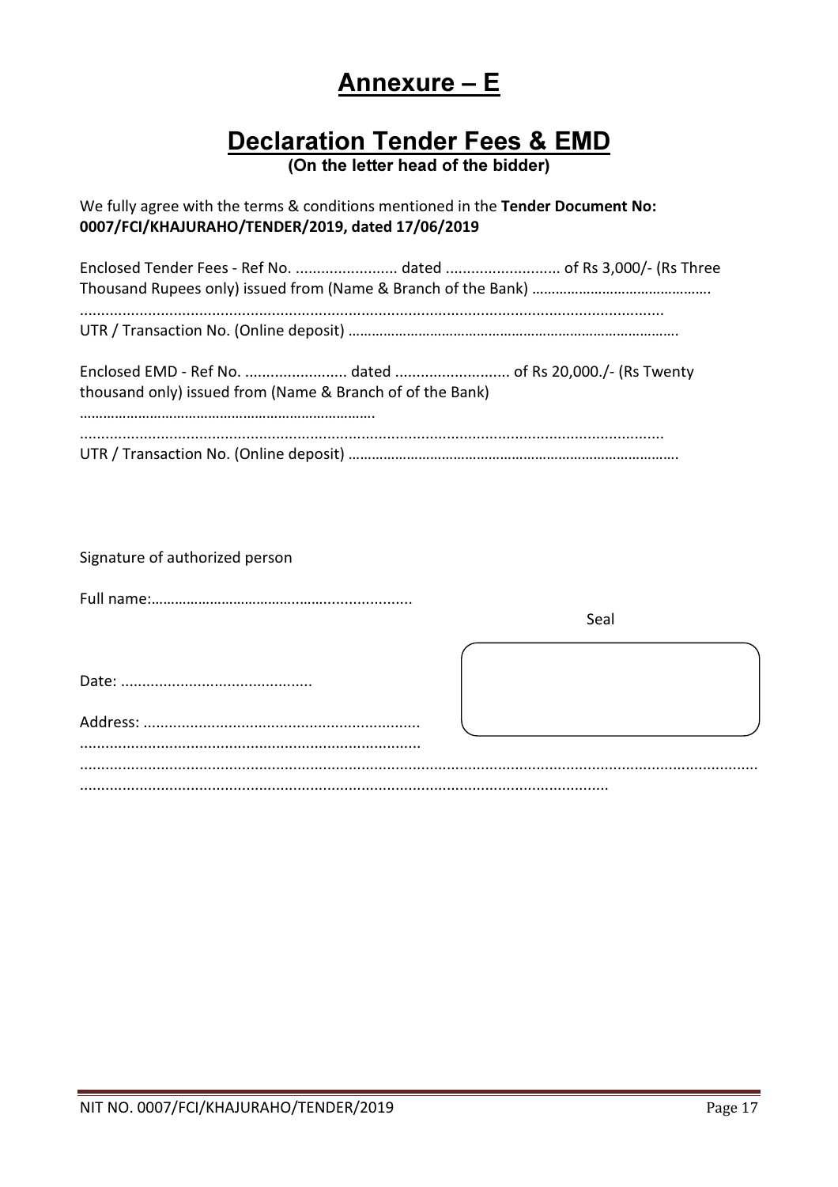# Annexure – E

## Declaration Tender Fees & EMD

**(On the letter head of the bidder)**

We fully agree with the terms & conditions mentioned in the **Tender Document No: 0007/FCI/KHAJURAHO/TENDER/2019, dated 17/06/2019**

Enclosed Tender Fees - Ref No. ........................ dated .......................... of Rs 3,000/- (Rs Three Thousand Rupees only) issued from (Name & Branch of the Bank) ……………………………………….
.......................................................................................................................................
UTR / Transaction No. (Online deposit) …………………………………………………………………………

Enclosed EMD - Ref No. ........................ dated .......................... of Rs 20,000./- (Rs Twenty thousand only) issued from (Name & Branch of of the Bank)
………………………………………………………………….
.......................................................................................................................................
UTR / Transaction No. (Online deposit) …………………………………………………………………………

Signature of authorized person

Full name:……………………………………......................

Seal

Date: ............................................

Address: ................................................................
..............................................................................
..........................................................................................................................................................
..........................................................................................................................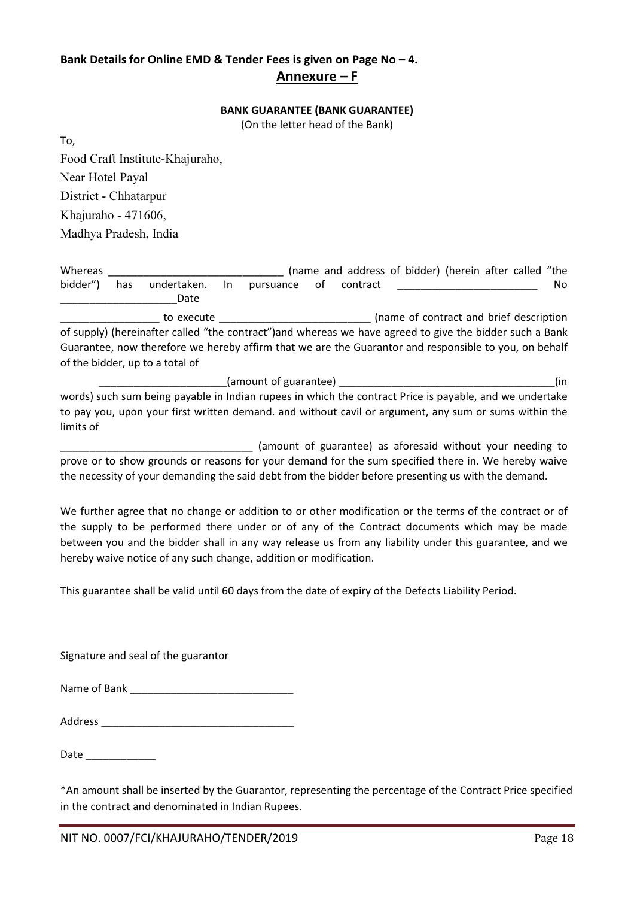**Bank Details for Online EMD & Tender Fees is given on Page No – 4.**

## Annexure – F

**BANK GUARANTEE (BANK GUARANTEE)**

(On the letter head of the Bank)

To,

Food Craft Institute-Khajuraho,
Near Hotel Payal
District - Chhatarpur
Khajuraho - 471606,
Madhya Pradesh, India

Whereas ______________________________ (name and address of bidder) (herein after called "the bidder") has undertaken. In pursuance of contract ________________________ No ____________________Date

_________________ to execute _________________________ (name of contract and brief description of supply) (hereinafter called "the contract")and whereas we have agreed to give the bidder such a Bank Guarantee, now therefore we hereby affirm that we are the Guarantor and responsible to you, on behalf of the bidder, up to a total of

______________________(amount of guarantee) ____________________________________(in words) such sum being payable in Indian rupees in which the contract Price is payable, and we undertake to pay you, upon your first written demand. and without cavil or argument, any sum or sums within the limits of

_________________________________ (amount of guarantee) as aforesaid without your needing to prove or to show grounds or reasons for your demand for the sum specified there in. We hereby waive the necessity of your demanding the said debt from the bidder before presenting us with the demand.

We further agree that no change or addition to or other modification or the terms of the contract or of the supply to be performed there under or of any of the Contract documents which may be made between you and the bidder shall in any way release us from any liability under this guarantee, and we hereby waive notice of any such change, addition or modification.

This guarantee shall be valid until 60 days from the date of expiry of the Defects Liability Period.

Signature and seal of the guarantor

Name of Bank ____________________________

Address _________________________________

Date ____________

*An amount shall be inserted by the Guarantor, representing the percentage of the Contract Price specified in the contract and denominated in Indian Rupees.

NIT NO. 0007/FCI/KHAJURAHO/TENDER/2019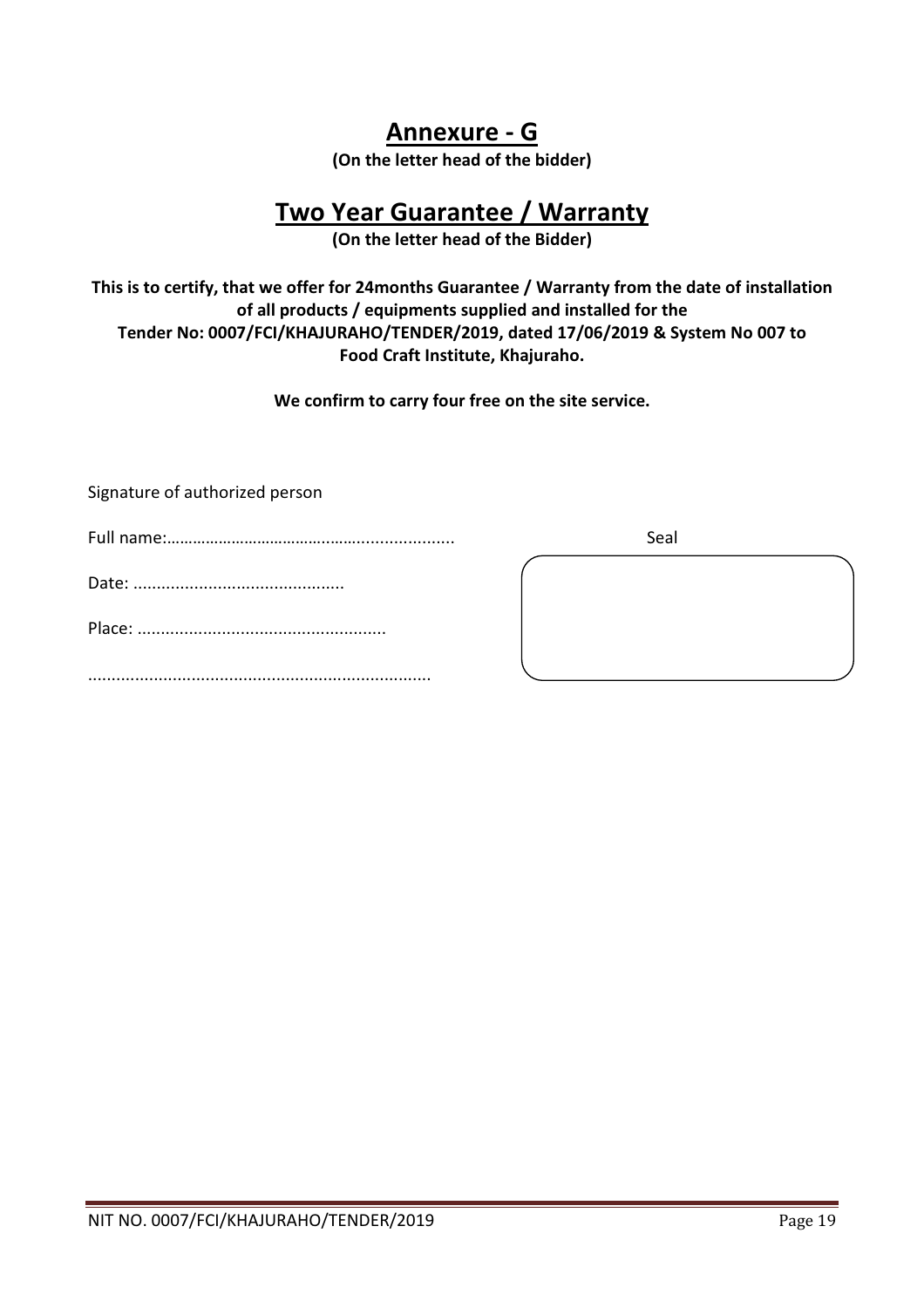# Annexure - G

**(On the letter head of the bidder)**

# Two Year Guarantee / Warranty

**(On the letter head of the Bidder)**

**This is to certify, that we offer for 24months Guarantee / Warranty from the date of installation of all products / equipments supplied and installed for the Tender No: 0007/FCI/KHAJURAHO/TENDER/2019, dated 17/06/2019 & System No 007 to Food Craft Institute, Khajuraho.**

**We confirm to carry four free on the site service.**

Signature of authorized person

Full name:………………………………….......................

Seal

Date: ............................................

Place: ....................................................

........................................................................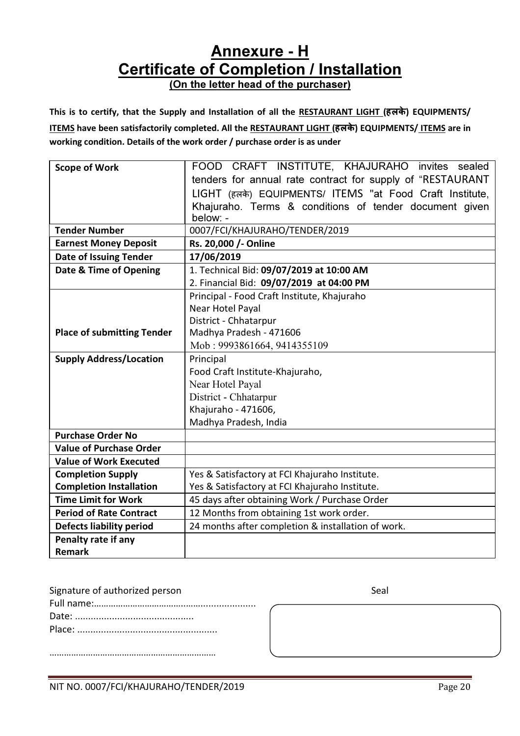# Annexure - H
# Certificate of Completion / Installation
**(On the letter head of the purchaser)**

**This is to certify, that the Supply and Installation of all the RESTAURANT LIGHT (हलके) EQUIPMENTS/ ITEMS have been satisfactorily completed. All the RESTAURANT LIGHT (हलके) EQUIPMENTS/ ITEMS are in working condition. Details of the work order / purchase order is as under**

| | |
|---|---|
| **Scope of Work** | FOOD CRAFT INSTITUTE, KHAJURAHO invites sealed tenders for annual rate contract for supply of "RESTAURANT LIGHT (हलके) EQUIPMENTS/ ITEMS "at Food Craft Institute, Khajuraho. Terms & conditions of tender document given below: - |
| **Tender Number** | 0007/FCI/KHAJURAHO/TENDER/2019 |
| **Earnest Money Deposit** | **Rs. 20,000 /- Online** |
| **Date of Issuing Tender** | **17/06/2019** |
| **Date & Time of Opening** | 1. Technical Bid: **09/07/2019 at 10:00 AM**<br>2. Financial Bid: **09/07/2019 at 04:00 PM** |
| **Place of submitting Tender** | Principal - Food Craft Institute, Khajuraho<br>Near Hotel Payal<br>District - Chhatarpur<br>Madhya Pradesh - 471606<br>Mob : 9993861664, 9414355109 |
| **Supply Address/Location** | Principal<br>Food Craft Institute-Khajuraho,<br>Near Hotel Payal<br>District - Chhatarpur<br>Khajuraho - 471606,<br>Madhya Pradesh, India |
| **Purchase Order No** | |
| **Value of Purchase Order** | |
| **Value of Work Executed** | |
| **Completion Supply** | Yes & Satisfactory at FCI Khajuraho Institute. |
| **Completion Installation** | Yes & Satisfactory at FCI Khajuraho Institute. |
| **Time Limit for Work** | 45 days after obtaining Work / Purchase Order |
| **Period of Rate Contract** | 12 Months from obtaining 1st work order. |
| **Defects liability period** | 24 months after completion & installation of work. |
| **Penalty rate if any**<br>**Remark** | |

Signature of authorized person

Full name:................................................................

Date: ............................................

Place: ....................................................

..................................................................

Seal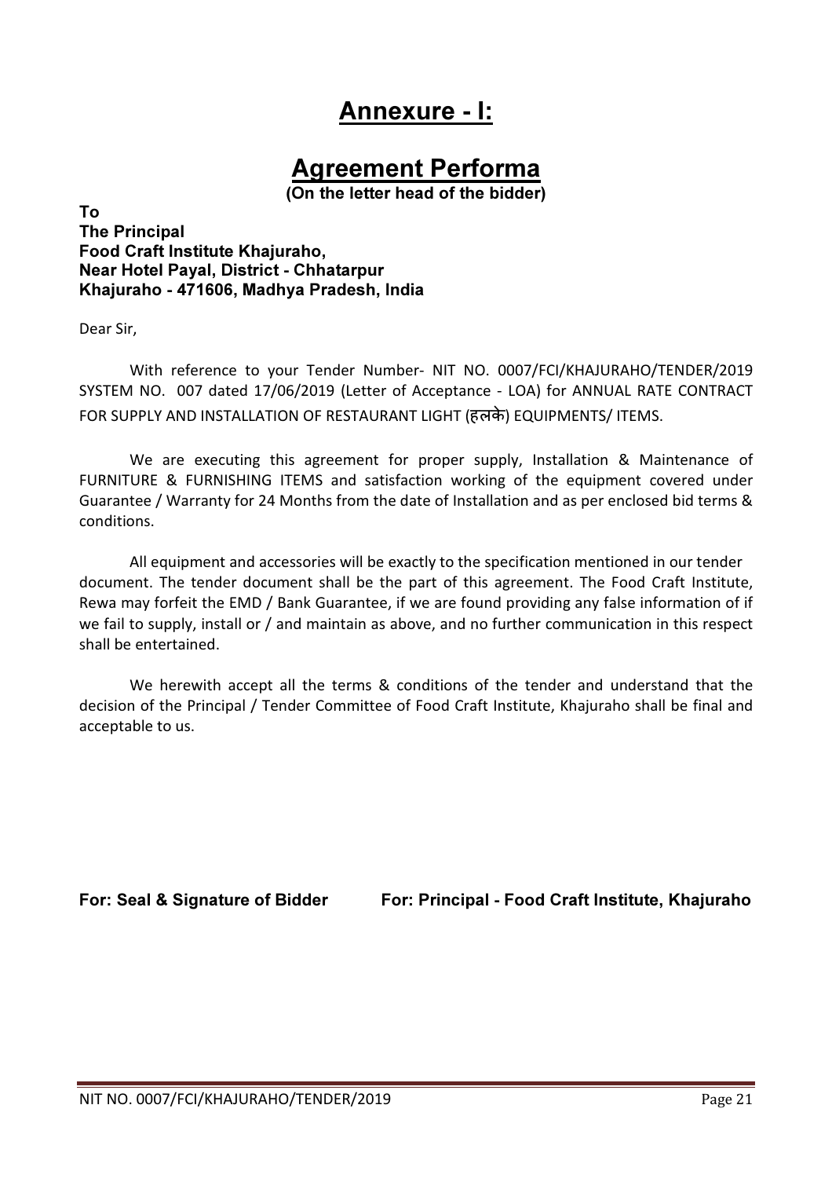# Annexure - I:

## Agreement Performa

**(On the letter head of the bidder)**

**To**
**The Principal**
**Food Craft Institute Khajuraho,**
**Near Hotel Payal, District - Chhatarpur**
**Khajuraho - 471606, Madhya Pradesh, India**

Dear Sir,

With reference to your Tender Number- NIT NO. 0007/FCI/KHAJURAHO/TENDER/2019 SYSTEM NO. 007 dated 17/06/2019 (Letter of Acceptance - LOA) for ANNUAL RATE CONTRACT FOR SUPPLY AND INSTALLATION OF RESTAURANT LIGHT (हलके) EQUIPMENTS/ ITEMS.

We are executing this agreement for proper supply, Installation & Maintenance of FURNITURE & FURNISHING ITEMS and satisfaction working of the equipment covered under Guarantee / Warranty for 24 Months from the date of Installation and as per enclosed bid terms & conditions.

All equipment and accessories will be exactly to the specification mentioned in our tender document. The tender document shall be the part of this agreement. The Food Craft Institute, Rewa may forfeit the EMD / Bank Guarantee, if we are found providing any false information of if we fail to supply, install or / and maintain as above, and no further communication in this respect shall be entertained.

We herewith accept all the terms & conditions of the tender and understand that the decision of the Principal / Tender Committee of Food Craft Institute, Khajuraho shall be final and acceptable to us.

**For: Seal & Signature of Bidder**　　　　**For: Principal - Food Craft Institute, Khajuraho**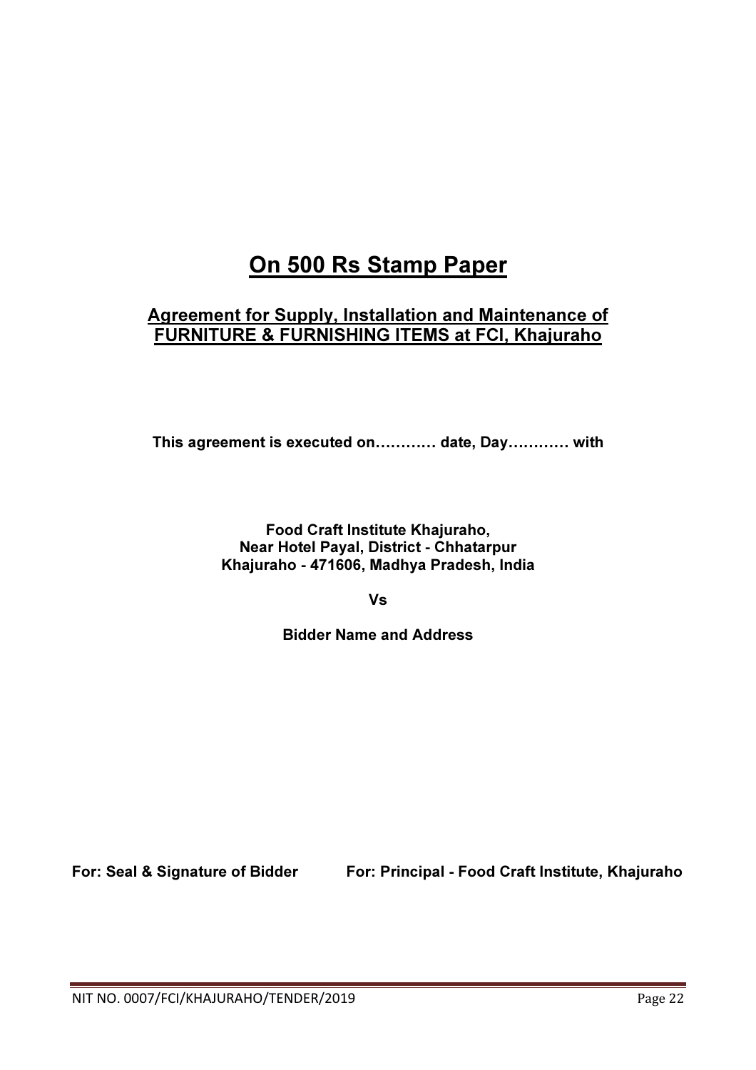# On 500 Rs Stamp Paper

## Agreement for Supply, Installation and Maintenance of FURNITURE & FURNISHING ITEMS at FCI, Khajuraho

**This agreement is executed on………… date, Day………… with**

**Food Craft Institute Khajuraho,**
**Near Hotel Payal, District - Chhatarpur**
**Khajuraho - 471606, Madhya Pradesh, India**

**Vs**

**Bidder Name and Address**

**For: Seal & Signature of Bidder** **For: Principal - Food Craft Institute, Khajuraho**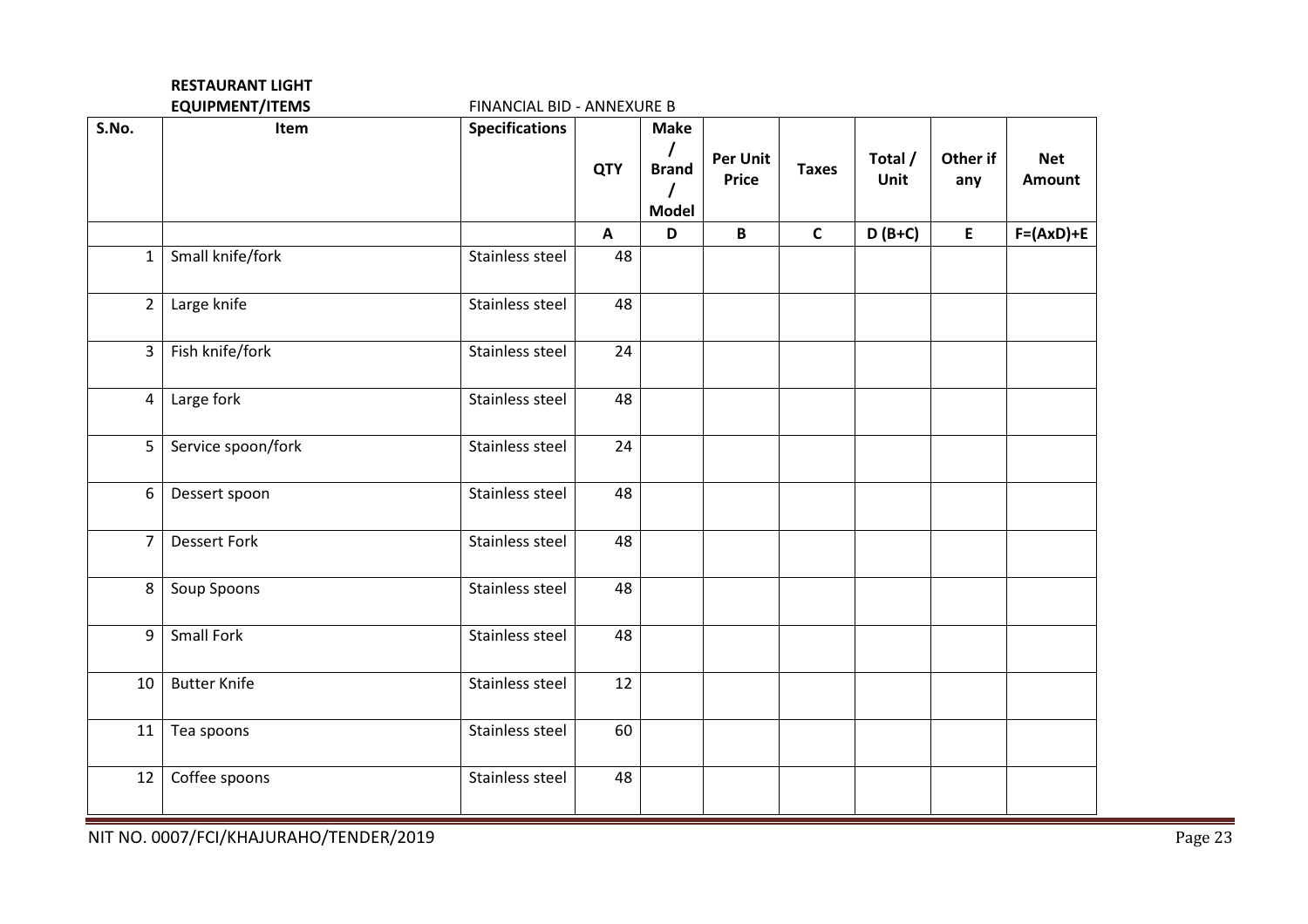**RESTAURANT LIGHT EQUIPMENT/ITEMS**

FINANCIAL BID - ANNEXURE B

| S.No. | Item | Specifications | QTY | Make / Brand / Model | Per Unit Price | Taxes | Total / Unit | Other if any | Net Amount |
|---|---|---|---|---|---|---|---|---|---|
| | | | A | D | B | C | D (B+C) | E | F=(AxD)+E |
| 1 | Small knife/fork | Stainless steel | 48 | | | | | | |
| 2 | Large knife | Stainless steel | 48 | | | | | | |
| 3 | Fish knife/fork | Stainless steel | 24 | | | | | | |
| 4 | Large fork | Stainless steel | 48 | | | | | | |
| 5 | Service spoon/fork | Stainless steel | 24 | | | | | | |
| 6 | Dessert spoon | Stainless steel | 48 | | | | | | |
| 7 | Dessert Fork | Stainless steel | 48 | | | | | | |
| 8 | Soup Spoons | Stainless steel | 48 | | | | | | |
| 9 | Small Fork | Stainless steel | 48 | | | | | | |
| 10 | Butter Knife | Stainless steel | 12 | | | | | | |
| 11 | Tea spoons | Stainless steel | 60 | | | | | | |
| 12 | Coffee spoons | Stainless steel | 48 | | | | | | |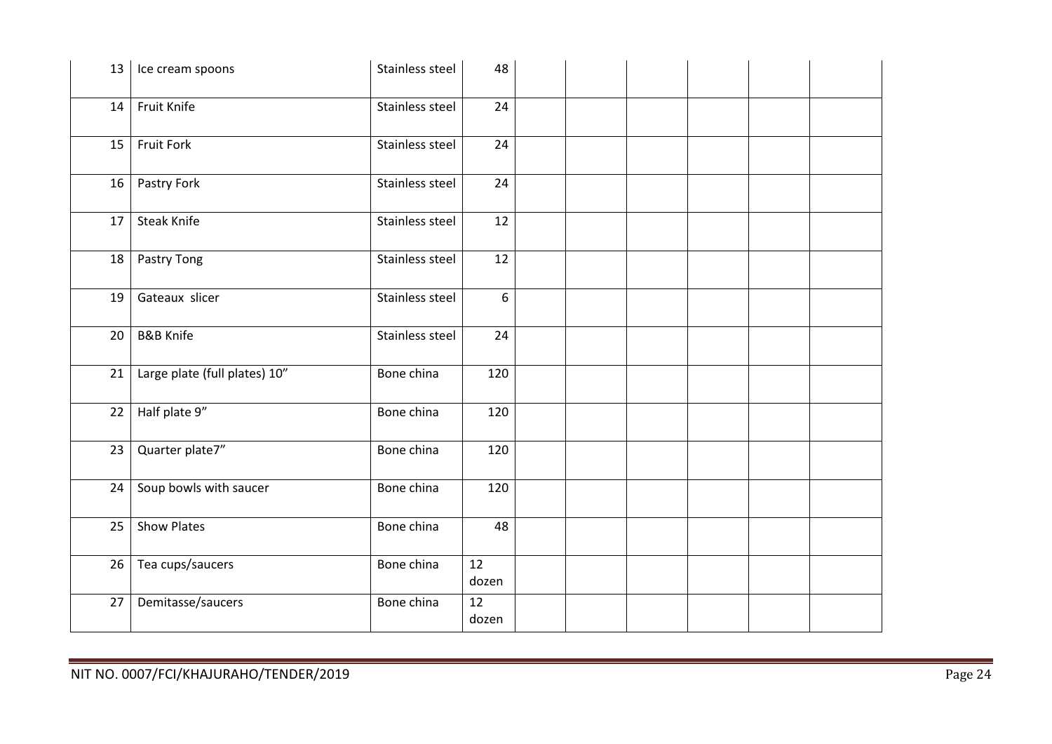| | | | | | | | | | |
|---|---|---|---|---|---|---|---|---|---|
| 13 | Ice cream spoons | Stainless steel | 48 | | | | | | |
| 14 | Fruit Knife | Stainless steel | 24 | | | | | | |
| 15 | Fruit Fork | Stainless steel | 24 | | | | | | |
| 16 | Pastry Fork | Stainless steel | 24 | | | | | | |
| 17 | Steak Knife | Stainless steel | 12 | | | | | | |
| 18 | Pastry Tong | Stainless steel | 12 | | | | | | |
| 19 | Gateaux slicer | Stainless steel | 6 | | | | | | |
| 20 | B&B Knife | Stainless steel | 24 | | | | | | |
| 21 | Large plate (full plates) 10" | Bone china | 120 | | | | | | |
| 22 | Half plate 9" | Bone china | 120 | | | | | | |
| 23 | Quarter plate7" | Bone china | 120 | | | | | | |
| 24 | Soup bowls with saucer | Bone china | 120 | | | | | | |
| 25 | Show Plates | Bone china | 48 | | | | | | |
| 26 | Tea cups/saucers | Bone china | 12 dozen | | | | | | |
| 27 | Demitasse/saucers | Bone china | 12 dozen | | | | | | |

NIT NO. 0007/FCI/KHAJURAHO/TENDER/2019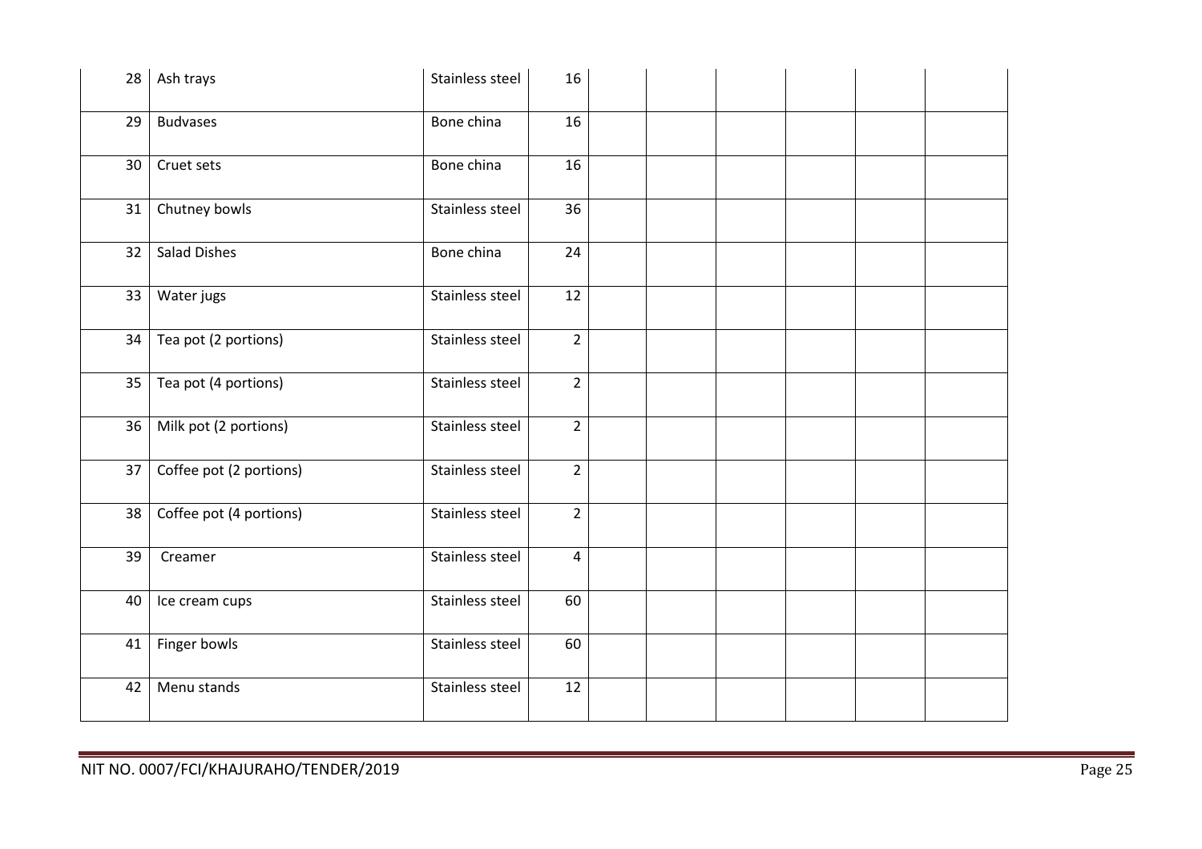| 28 | Ash trays | Stainless steel | 16 | | | | | | |
|---|---|---|---|---|---|---|---|---|---|
| 29 | Budvases | Bone china | 16 | | | | | | |
| 30 | Cruet sets | Bone china | 16 | | | | | | |
| 31 | Chutney bowls | Stainless steel | 36 | | | | | | |
| 32 | Salad Dishes | Bone china | 24 | | | | | | |
| 33 | Water jugs | Stainless steel | 12 | | | | | | |
| 34 | Tea pot (2 portions) | Stainless steel | 2 | | | | | | |
| 35 | Tea pot (4 portions) | Stainless steel | 2 | | | | | | |
| 36 | Milk pot (2 portions) | Stainless steel | 2 | | | | | | |
| 37 | Coffee pot (2 portions) | Stainless steel | 2 | | | | | | |
| 38 | Coffee pot (4 portions) | Stainless steel | 2 | | | | | | |
| 39 | Creamer | Stainless steel | 4 | | | | | | |
| 40 | Ice cream cups | Stainless steel | 60 | | | | | | |
| 41 | Finger bowls | Stainless steel | 60 | | | | | | |
| 42 | Menu stands | Stainless steel | 12 | | | | | | |

NIT NO. 0007/FCI/KHAJURAHO/TENDER/2019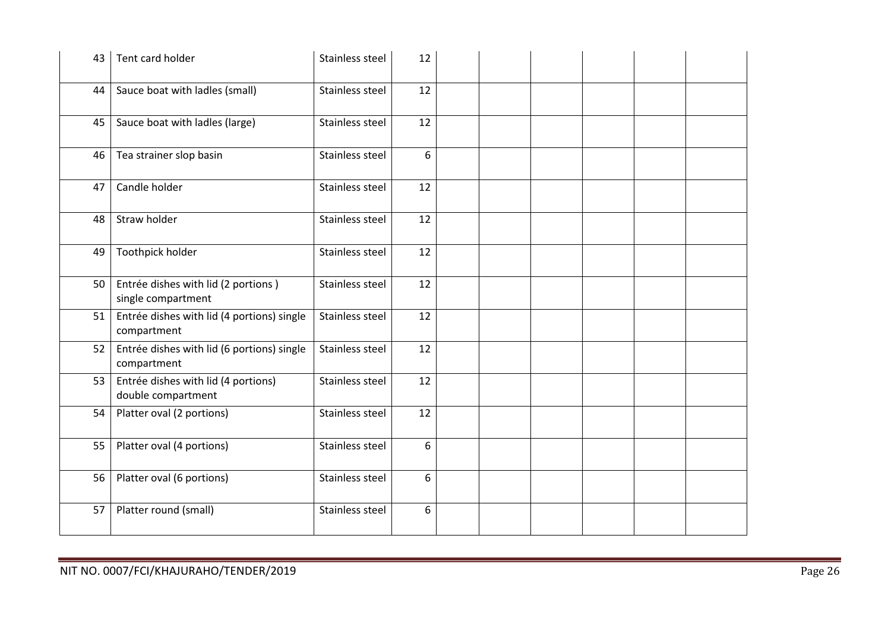| 43 | Tent card holder | Stainless steel | 12 | | | | | | |
|---|---|---|---|---|---|---|---|---|---|
| 44 | Sauce boat with ladles (small) | Stainless steel | 12 | | | | | | |
| 45 | Sauce boat with ladles (large) | Stainless steel | 12 | | | | | | |
| 46 | Tea strainer slop basin | Stainless steel | 6 | | | | | | |
| 47 | Candle holder | Stainless steel | 12 | | | | | | |
| 48 | Straw holder | Stainless steel | 12 | | | | | | |
| 49 | Toothpick holder | Stainless steel | 12 | | | | | | |
| 50 | Entrée dishes with lid (2 portions ) single compartment | Stainless steel | 12 | | | | | | |
| 51 | Entrée dishes with lid (4 portions) single compartment | Stainless steel | 12 | | | | | | |
| 52 | Entrée dishes with lid (6 portions) single compartment | Stainless steel | 12 | | | | | | |
| 53 | Entrée dishes with lid (4 portions) double compartment | Stainless steel | 12 | | | | | | |
| 54 | Platter oval (2 portions) | Stainless steel | 12 | | | | | | |
| 55 | Platter oval (4 portions) | Stainless steel | 6 | | | | | | |
| 56 | Platter oval (6 portions) | Stainless steel | 6 | | | | | | |
| 57 | Platter round (small) | Stainless steel | 6 | | | | | | |

NIT NO. 0007/FCI/KHAJURAHO/TENDER/2019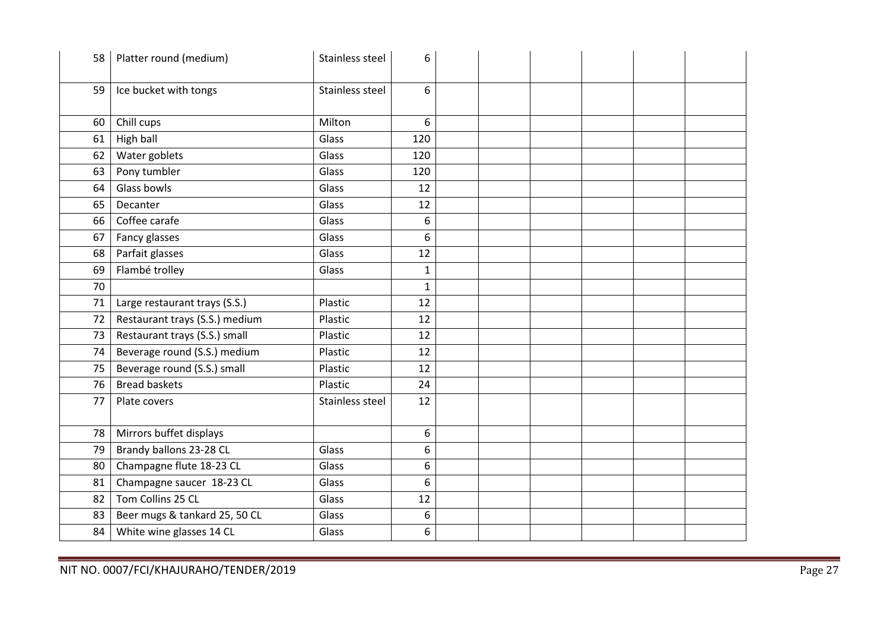| | | | | | | | | | |
|---|---|---|---|---|---|---|---|---|---|
| 58 | Platter round (medium) | Stainless steel | 6 | | | | | | |
| 59 | Ice bucket with tongs | Stainless steel | 6 | | | | | | |
| 60 | Chill cups | Milton | 6 | | | | | | |
| 61 | High ball | Glass | 120 | | | | | | |
| 62 | Water goblets | Glass | 120 | | | | | | |
| 63 | Pony tumbler | Glass | 120 | | | | | | |
| 64 | Glass bowls | Glass | 12 | | | | | | |
| 65 | Decanter | Glass | 12 | | | | | | |
| 66 | Coffee carafe | Glass | 6 | | | | | | |
| 67 | Fancy glasses | Glass | 6 | | | | | | |
| 68 | Parfait glasses | Glass | 12 | | | | | | |
| 69 | Flambé trolley | Glass | 1 | | | | | | |
| 70 | | | 1 | | | | | | |
| 71 | Large restaurant trays (S.S.) | Plastic | 12 | | | | | | |
| 72 | Restaurant trays (S.S.) medium | Plastic | 12 | | | | | | |
| 73 | Restaurant trays (S.S.) small | Plastic | 12 | | | | | | |
| 74 | Beverage round (S.S.) medium | Plastic | 12 | | | | | | |
| 75 | Beverage round (S.S.) small | Plastic | 12 | | | | | | |
| 76 | Bread baskets | Plastic | 24 | | | | | | |
| 77 | Plate covers | Stainless steel | 12 | | | | | | |
| 78 | Mirrors buffet displays | | 6 | | | | | | |
| 79 | Brandy ballons 23-28 CL | Glass | 6 | | | | | | |
| 80 | Champagne flute 18-23 CL | Glass | 6 | | | | | | |
| 81 | Champagne saucer 18-23 CL | Glass | 6 | | | | | | |
| 82 | Tom Collins 25 CL | Glass | 12 | | | | | | |
| 83 | Beer mugs & tankard 25, 50 CL | Glass | 6 | | | | | | |
| 84 | White wine glasses 14 CL | Glass | 6 | | | | | | |

NIT NO. 0007/FCI/KHAJURAHO/TENDER/2019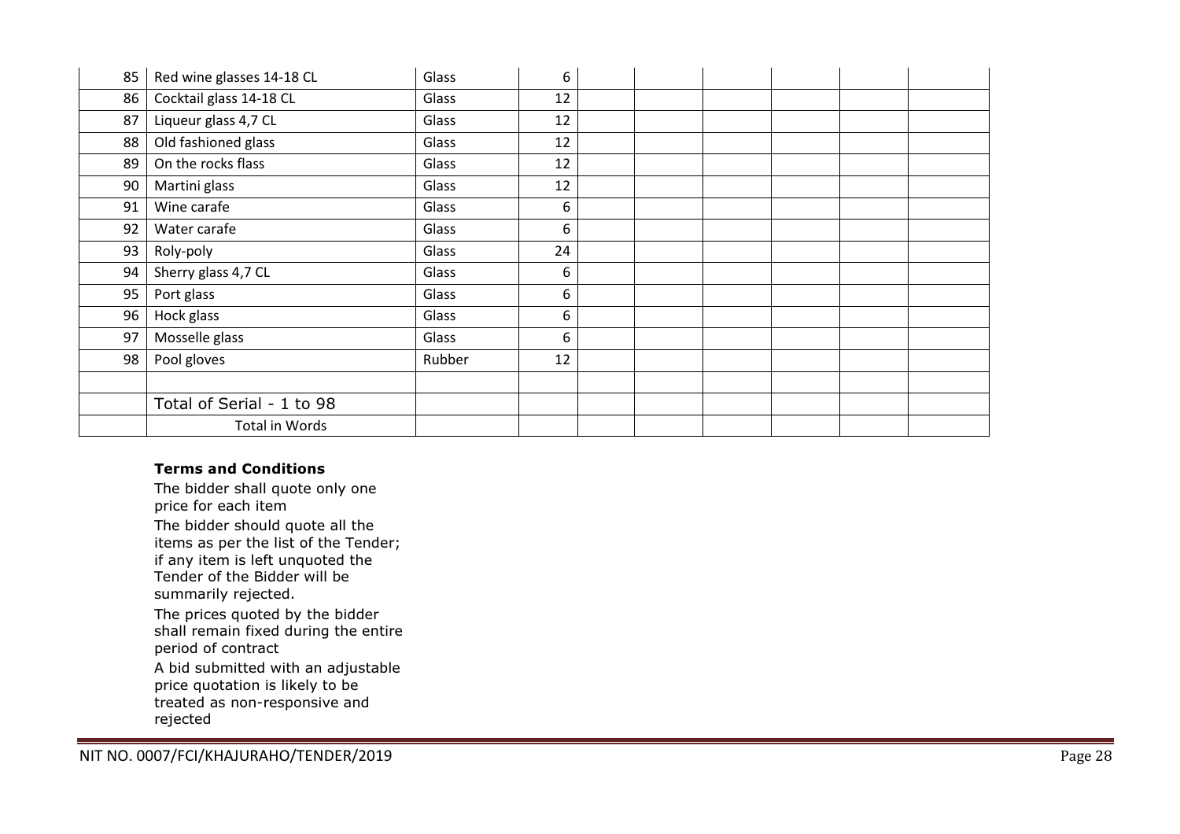| | | | | | | | | | |
|---|---|---|---|---|---|---|---|---|---|
| 85 | Red wine glasses 14-18 CL | Glass | 6 | | | | | | |
| 86 | Cocktail glass 14-18 CL | Glass | 12 | | | | | | |
| 87 | Liqueur glass 4,7 CL | Glass | 12 | | | | | | |
| 88 | Old fashioned glass | Glass | 12 | | | | | | |
| 89 | On the rocks flass | Glass | 12 | | | | | | |
| 90 | Martini glass | Glass | 12 | | | | | | |
| 91 | Wine carafe | Glass | 6 | | | | | | |
| 92 | Water carafe | Glass | 6 | | | | | | |
| 93 | Roly-poly | Glass | 24 | | | | | | |
| 94 | Sherry glass 4,7 CL | Glass | 6 | | | | | | |
| 95 | Port glass | Glass | 6 | | | | | | |
| 96 | Hock glass | Glass | 6 | | | | | | |
| 97 | Mosselle glass | Glass | 6 | | | | | | |
| 98 | Pool gloves | Rubber | 12 | | | | | | |
| | | | | | | | | | |
| | Total of Serial - 1 to 98 | | | | | | | | |
| | Total in Words | | | | | | | | |

**Terms and Conditions**

The bidder shall quote only one price for each item

The bidder should quote all the items as per the list of the Tender; if any item is left unquoted the Tender of the Bidder will be summarily rejected.

The prices quoted by the bidder shall remain fixed during the entire period of contract

A bid submitted with an adjustable price quotation is likely to be treated as non-responsive and rejected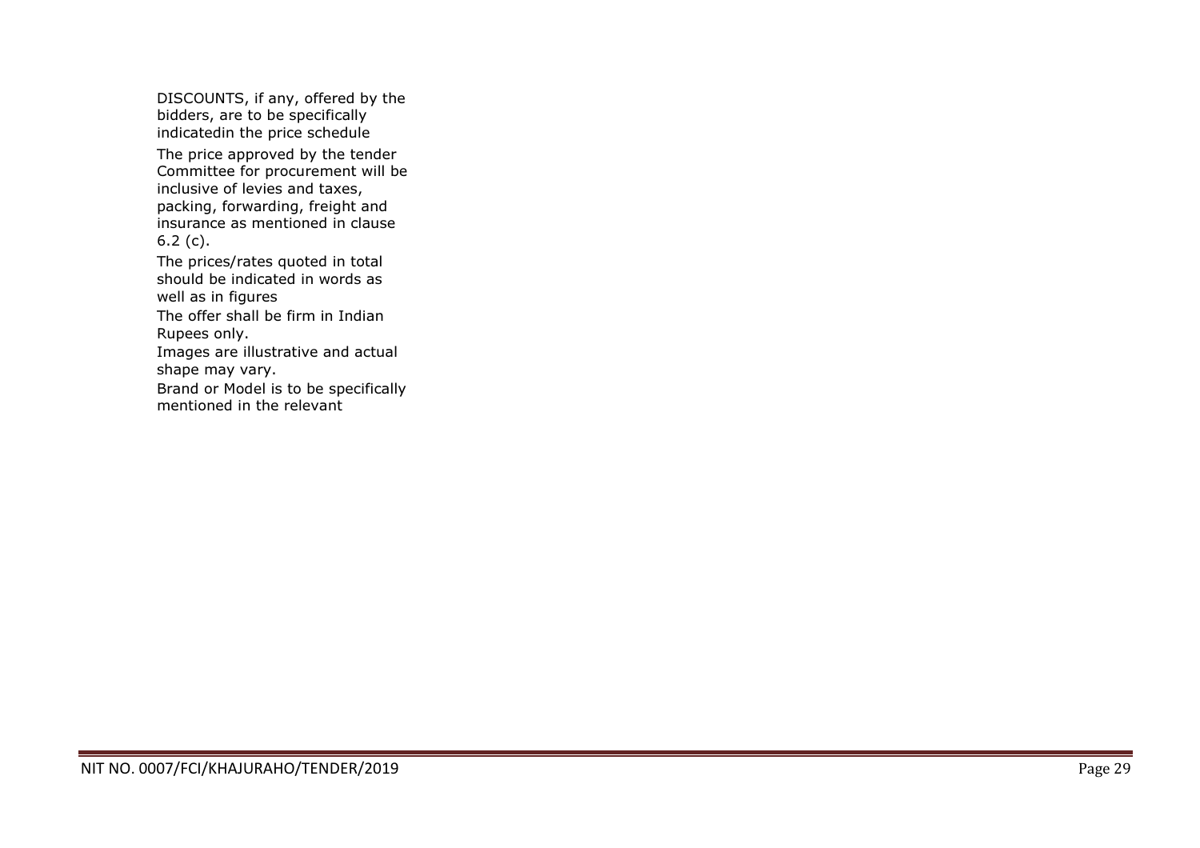DISCOUNTS, if any, offered by the bidders, are to be specifically indicatedin the price schedule

The price approved by the tender Committee for procurement will be inclusive of levies and taxes, packing, forwarding, freight and insurance as mentioned in clause 6.2 (c).

The prices/rates quoted in total should be indicated in words as well as in figures

The offer shall be firm in Indian Rupees only.

Images are illustrative and actual shape may vary.

Brand or Model is to be specifically mentioned in the relevant